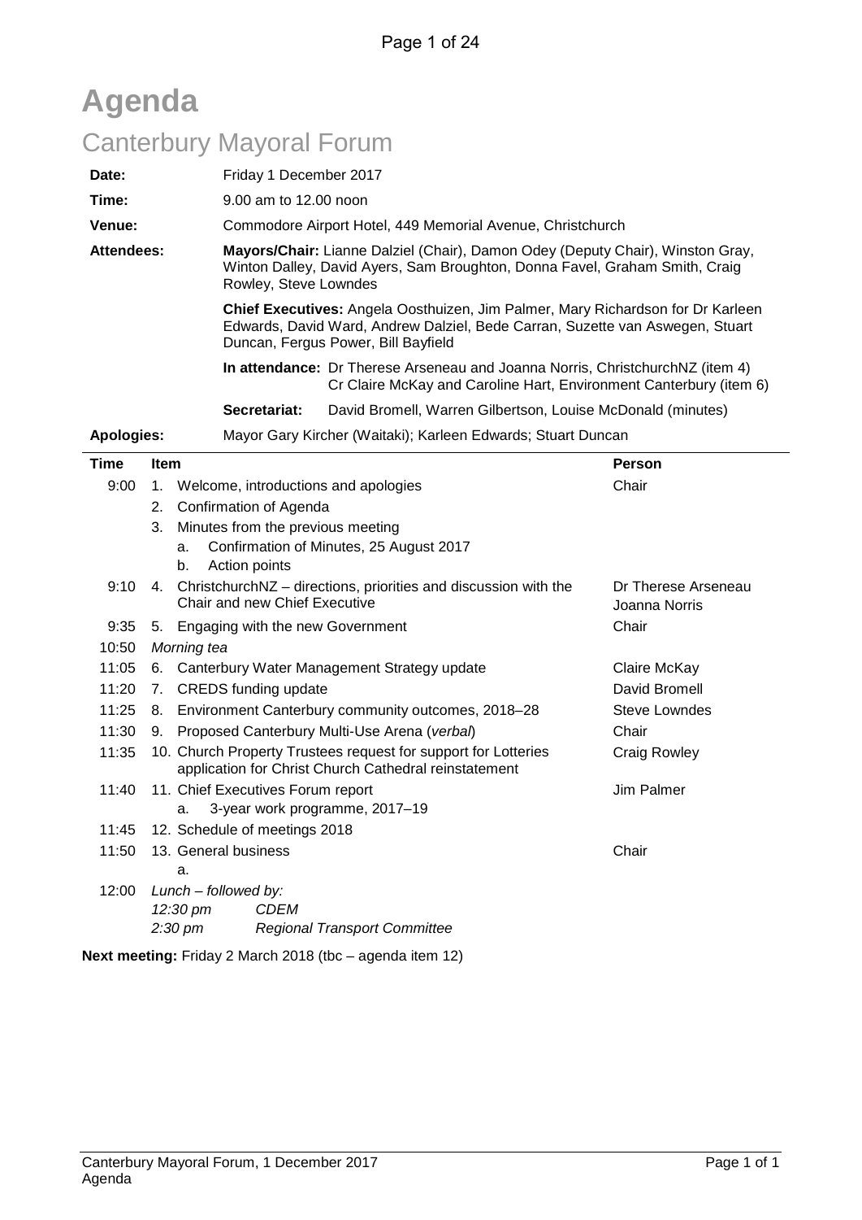# Agenda

## Canterbury Mayoral Forum

| | | |
|---|---|---|
| **Date:** | Friday 1 December 2017 | |
| **Time:** | 9.00 am to 12.00 noon | |
| **Venue:** | Commodore Airport Hotel, 449 Memorial Avenue, Christchurch | |
| **Attendees:** | **Mayors/Chair:** Lianne Dalziel (Chair), Damon Odey (Deputy Chair), Winston Gray, Winton Dalley, David Ayers, Sam Broughton, Donna Favel, Graham Smith, Craig Rowley, Steve Lowndes | |
| | **Chief Executives:** Angela Oosthuizen, Jim Palmer, Mary Richardson for Dr Karleen Edwards, David Ward, Andrew Dalziel, Bede Carran, Suzette van Aswegen, Stuart Duncan, Fergus Power, Bill Bayfield | |
| | **In attendance:** | Dr Therese Arseneau and Joanna Norris, ChristchurchNZ (item 4) Cr Claire McKay and Caroline Hart, Environment Canterbury (item 6) |
| | **Secretariat:** | David Bromell, Warren Gilbertson, Louise McDonald (minutes) |
| **Apologies:** | Mayor Gary Kircher (Waitaki); Karleen Edwards; Stuart Duncan | |

| Time | Item | Person |
|---|---|---|
| 9:00 | 1. Welcome, introductions and apologies | Chair |
| | 2. Confirmation of Agenda | |
| | 3. Minutes from the previous meeting<br>a. Confirmation of Minutes, 25 August 2017<br>b. Action points | |
| 9:10 | 4. ChristchurchNZ – directions, priorities and discussion with the Chair and new Chief Executive | Dr Therese Arseneau<br>Joanna Norris |
| 9:35 | 5. Engaging with the new Government | Chair |
| 10:50 | *Morning tea* | |
| 11:05 | 6. Canterbury Water Management Strategy update | Claire McKay |
| 11:20 | 7. CREDS funding update | David Bromell |
| 11:25 | 8. Environment Canterbury community outcomes, 2018–28 | Steve Lowndes |
| 11:30 | 9. Proposed Canterbury Multi-Use Arena (*verbal*) | Chair |
| 11:35 | 10. Church Property Trustees request for support for Lotteries application for Christ Church Cathedral reinstatement | Craig Rowley |
| 11:40 | 11. Chief Executives Forum report<br>a. 3-year work programme, 2017–19 | Jim Palmer |
| 11:45 | 12. Schedule of meetings 2018 | |
| 11:50 | 13. General business<br>a. | Chair |
| 12:00 | *Lunch – followed by:*<br>*12:30 pm CDEM*<br>*2:30 pm Regional Transport Committee* | |

**Next meeting:** Friday 2 March 2018 (tbc – agenda item 12)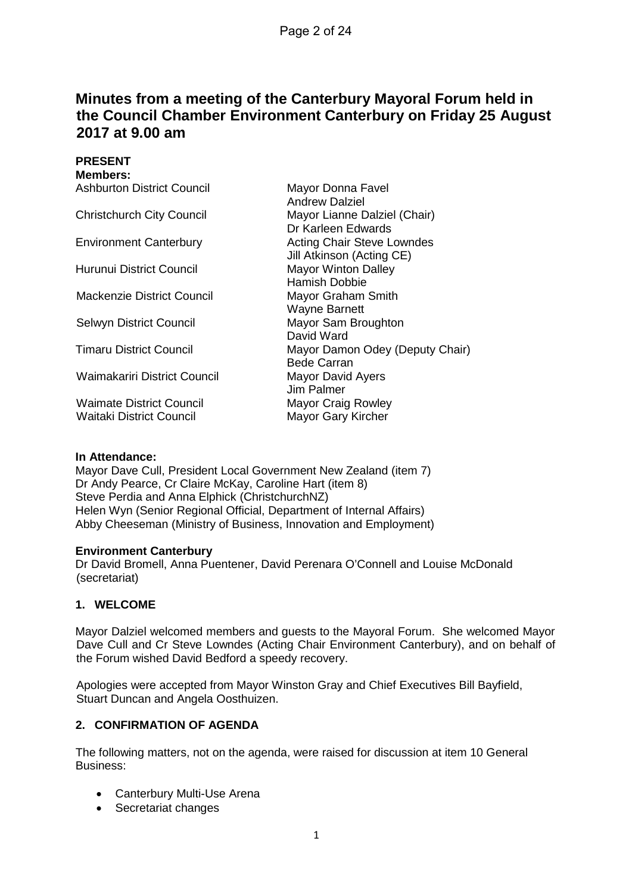# Minutes from a meeting of the Canterbury Mayoral Forum held in the Council Chamber Environment Canterbury on Friday 25 August 2017 at 9.00 am

**PRESENT**

**Members:**

| | |
|---|---|
| Ashburton District Council | Mayor Donna Favel |
| | Andrew Dalziel |
| Christchurch City Council | Mayor Lianne Dalziel (Chair) |
| | Dr Karleen Edwards |
| Environment Canterbury | Acting Chair Steve Lowndes |
| | Jill Atkinson (Acting CE) |
| Hurunui District Council | Mayor Winton Dalley |
| | Hamish Dobbie |
| Mackenzie District Council | Mayor Graham Smith |
| | Wayne Barnett |
| Selwyn District Council | Mayor Sam Broughton |
| | David Ward |
| Timaru District Council | Mayor Damon Odey (Deputy Chair) |
| | Bede Carran |
| Waimakariri District Council | Mayor David Ayers |
| | Jim Palmer |
| Waimate District Council | Mayor Craig Rowley |
| Waitaki District Council | Mayor Gary Kircher |

**In Attendance:**

Mayor Dave Cull, President Local Government New Zealand (item 7)
Dr Andy Pearce, Cr Claire McKay, Caroline Hart (item 8)
Steve Perdia and Anna Elphick (ChristchurchNZ)
Helen Wyn (Senior Regional Official, Department of Internal Affairs)
Abby Cheeseman (Ministry of Business, Innovation and Employment)

**Environment Canterbury**

Dr David Bromell, Anna Puentener, David Perenara O'Connell and Louise McDonald (secretariat)

## 1. WELCOME

Mayor Dalziel welcomed members and guests to the Mayoral Forum. She welcomed Mayor Dave Cull and Cr Steve Lowndes (Acting Chair Environment Canterbury), and on behalf of the Forum wished David Bedford a speedy recovery.

Apologies were accepted from Mayor Winston Gray and Chief Executives Bill Bayfield, Stuart Duncan and Angela Oosthuizen.

## 2. CONFIRMATION OF AGENDA

The following matters, not on the agenda, were raised for discussion at item 10 General Business:

- Canterbury Multi-Use Arena
- Secretariat changes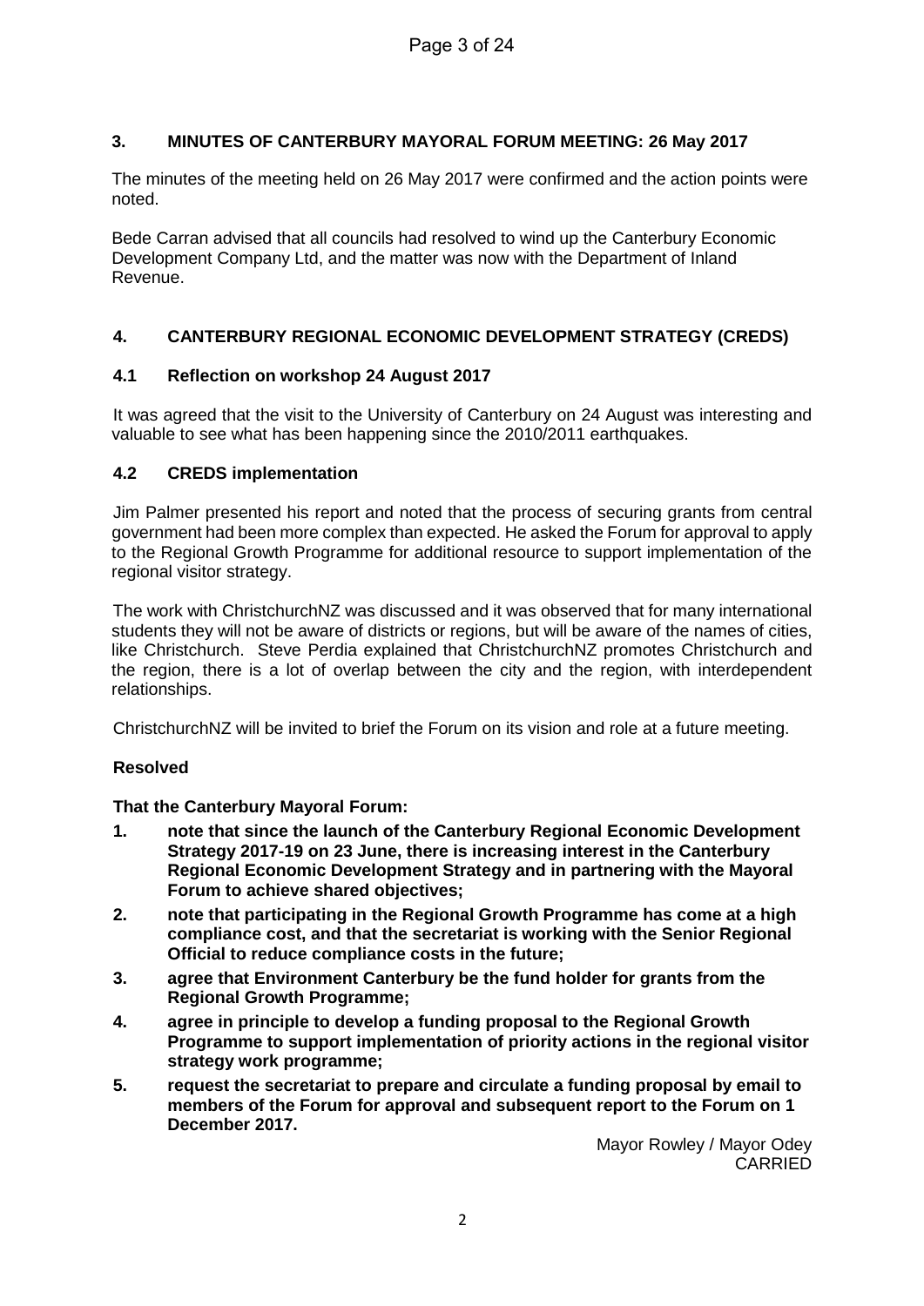## 3. MINUTES OF CANTERBURY MAYORAL FORUM MEETING: 26 May 2017

The minutes of the meeting held on 26 May 2017 were confirmed and the action points were noted.

Bede Carran advised that all councils had resolved to wind up the Canterbury Economic Development Company Ltd, and the matter was now with the Department of Inland Revenue.

## 4. CANTERBURY REGIONAL ECONOMIC DEVELOPMENT STRATEGY (CREDS)

### 4.1 Reflection on workshop 24 August 2017

It was agreed that the visit to the University of Canterbury on 24 August was interesting and valuable to see what has been happening since the 2010/2011 earthquakes.

### 4.2 CREDS implementation

Jim Palmer presented his report and noted that the process of securing grants from central government had been more complex than expected. He asked the Forum for approval to apply to the Regional Growth Programme for additional resource to support implementation of the regional visitor strategy.

The work with ChristchurchNZ was discussed and it was observed that for many international students they will not be aware of districts or regions, but will be aware of the names of cities, like Christchurch. Steve Perdia explained that ChristchurchNZ promotes Christchurch and the region, there is a lot of overlap between the city and the region, with interdependent relationships.

ChristchurchNZ will be invited to brief the Forum on its vision and role at a future meeting.

**Resolved**

**That the Canterbury Mayoral Forum:**

1. **note that since the launch of the Canterbury Regional Economic Development Strategy 2017-19 on 23 June, there is increasing interest in the Canterbury Regional Economic Development Strategy and in partnering with the Mayoral Forum to achieve shared objectives;**
2. **note that participating in the Regional Growth Programme has come at a high compliance cost, and that the secretariat is working with the Senior Regional Official to reduce compliance costs in the future;**
3. **agree that Environment Canterbury be the fund holder for grants from the Regional Growth Programme;**
4. **agree in principle to develop a funding proposal to the Regional Growth Programme to support implementation of priority actions in the regional visitor strategy work programme;**
5. **request the secretariat to prepare and circulate a funding proposal by email to members of the Forum for approval and subsequent report to the Forum on 1 December 2017.**

Mayor Rowley / Mayor Odey
CARRIED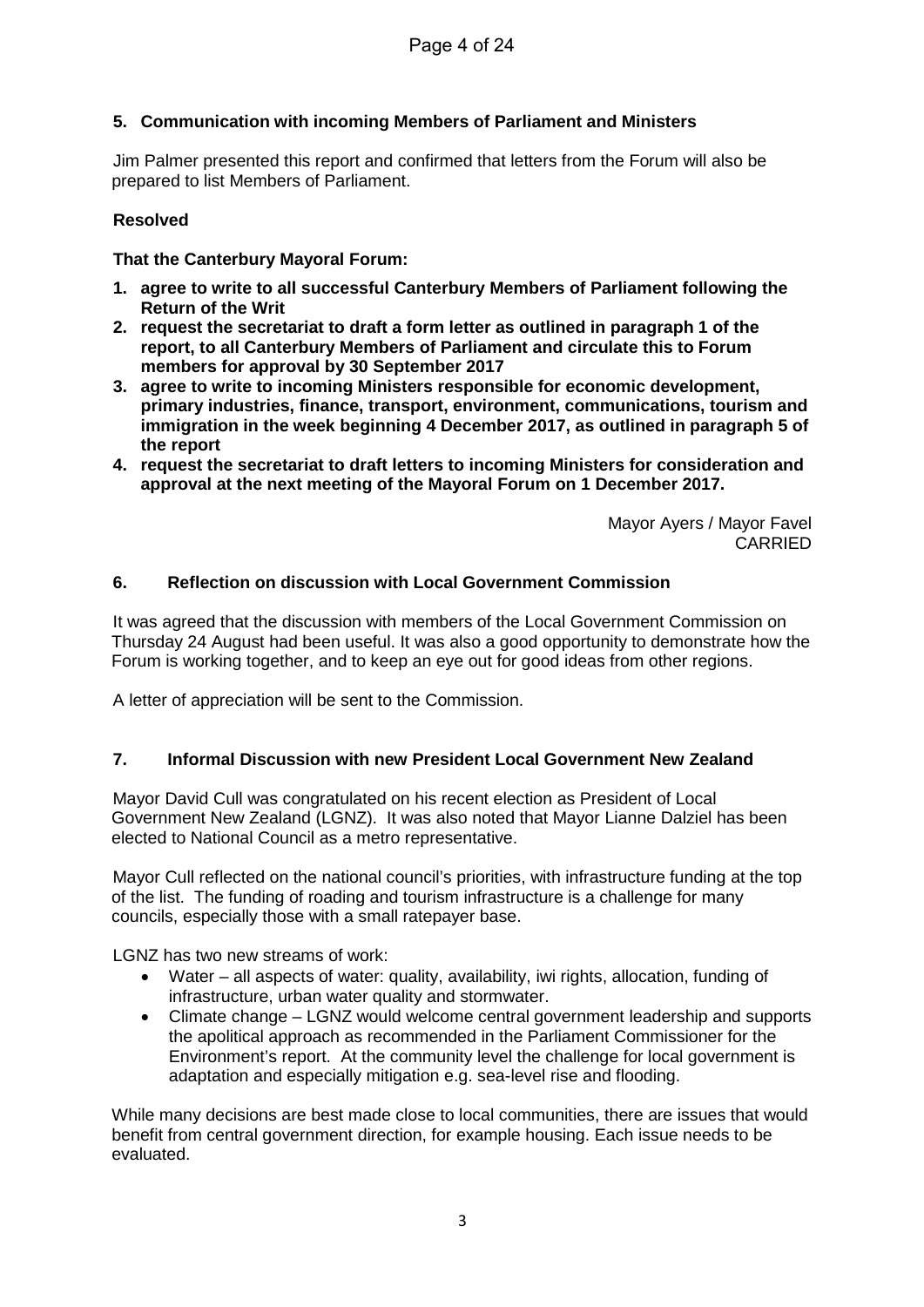## 5. Communication with incoming Members of Parliament and Ministers

Jim Palmer presented this report and confirmed that letters from the Forum will also be prepared to list Members of Parliament.

**Resolved**

**That the Canterbury Mayoral Forum:**

1. **agree to write to all successful Canterbury Members of Parliament following the Return of the Writ**
2. **request the secretariat to draft a form letter as outlined in paragraph 1 of the report, to all Canterbury Members of Parliament and circulate this to Forum members for approval by 30 September 2017**
3. **agree to write to incoming Ministers responsible for economic development, primary industries, finance, transport, environment, communications, tourism and immigration in the week beginning 4 December 2017, as outlined in paragraph 5 of the report**
4. **request the secretariat to draft letters to incoming Ministers for consideration and approval at the next meeting of the Mayoral Forum on 1 December 2017.**

Mayor Ayers / Mayor Favel
CARRIED

## 6. Reflection on discussion with Local Government Commission

It was agreed that the discussion with members of the Local Government Commission on Thursday 24 August had been useful. It was also a good opportunity to demonstrate how the Forum is working together, and to keep an eye out for good ideas from other regions.

A letter of appreciation will be sent to the Commission.

## 7. Informal Discussion with new President Local Government New Zealand

Mayor David Cull was congratulated on his recent election as President of Local Government New Zealand (LGNZ). It was also noted that Mayor Lianne Dalziel has been elected to National Council as a metro representative.

Mayor Cull reflected on the national council's priorities, with infrastructure funding at the top of the list. The funding of roading and tourism infrastructure is a challenge for many councils, especially those with a small ratepayer base.

LGNZ has two new streams of work:

- Water – all aspects of water: quality, availability, iwi rights, allocation, funding of infrastructure, urban water quality and stormwater.
- Climate change – LGNZ would welcome central government leadership and supports the apolitical approach as recommended in the Parliament Commissioner for the Environment's report. At the community level the challenge for local government is adaptation and especially mitigation e.g. sea-level rise and flooding.

While many decisions are best made close to local communities, there are issues that would benefit from central government direction, for example housing. Each issue needs to be evaluated.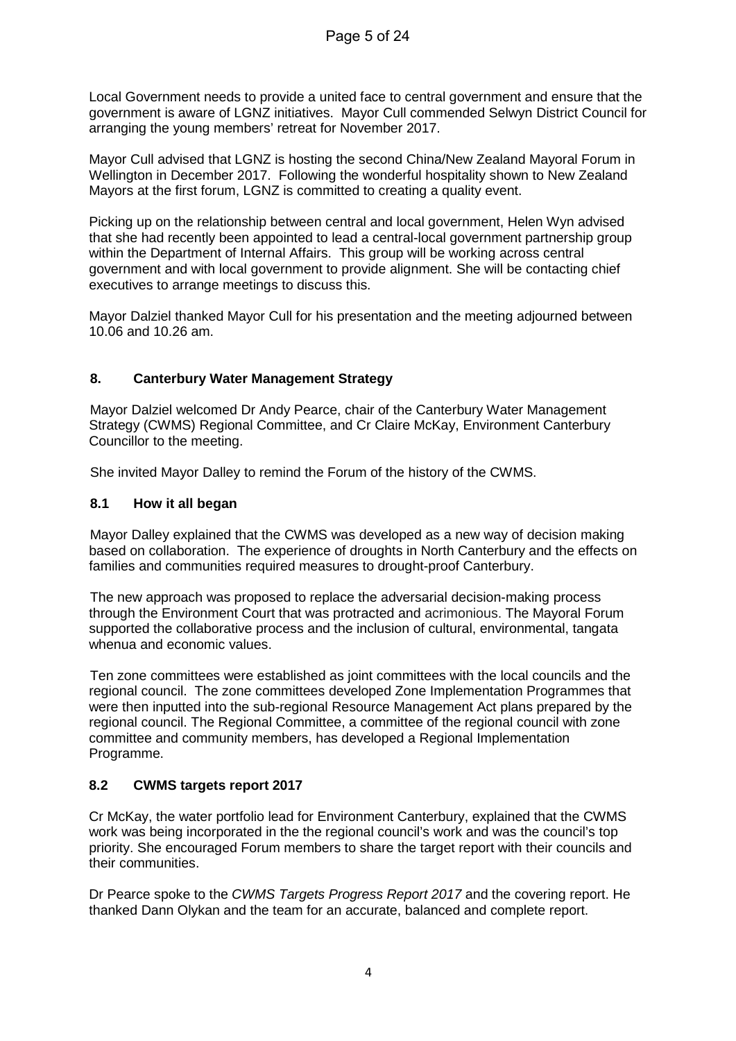Local Government needs to provide a united face to central government and ensure that the government is aware of LGNZ initiatives. Mayor Cull commended Selwyn District Council for arranging the young members' retreat for November 2017.

Mayor Cull advised that LGNZ is hosting the second China/New Zealand Mayoral Forum in Wellington in December 2017. Following the wonderful hospitality shown to New Zealand Mayors at the first forum, LGNZ is committed to creating a quality event.

Picking up on the relationship between central and local government, Helen Wyn advised that she had recently been appointed to lead a central-local government partnership group within the Department of Internal Affairs. This group will be working across central government and with local government to provide alignment. She will be contacting chief executives to arrange meetings to discuss this.

Mayor Dalziel thanked Mayor Cull for his presentation and the meeting adjourned between 10.06 and 10.26 am.

## 8. Canterbury Water Management Strategy

Mayor Dalziel welcomed Dr Andy Pearce, chair of the Canterbury Water Management Strategy (CWMS) Regional Committee, and Cr Claire McKay, Environment Canterbury Councillor to the meeting.

She invited Mayor Dalley to remind the Forum of the history of the CWMS.

### 8.1 How it all began

Mayor Dalley explained that the CWMS was developed as a new way of decision making based on collaboration. The experience of droughts in North Canterbury and the effects on families and communities required measures to drought-proof Canterbury.

The new approach was proposed to replace the adversarial decision-making process through the Environment Court that was protracted and acrimonious. The Mayoral Forum supported the collaborative process and the inclusion of cultural, environmental, tangata whenua and economic values.

Ten zone committees were established as joint committees with the local councils and the regional council. The zone committees developed Zone Implementation Programmes that were then inputted into the sub-regional Resource Management Act plans prepared by the regional council. The Regional Committee, a committee of the regional council with zone committee and community members, has developed a Regional Implementation Programme.

### 8.2 CWMS targets report 2017

Cr McKay, the water portfolio lead for Environment Canterbury, explained that the CWMS work was being incorporated in the the regional council's work and was the council's top priority. She encouraged Forum members to share the target report with their councils and their communities.

Dr Pearce spoke to the *CWMS Targets Progress Report 2017* and the covering report. He thanked Dann Olykan and the team for an accurate, balanced and complete report.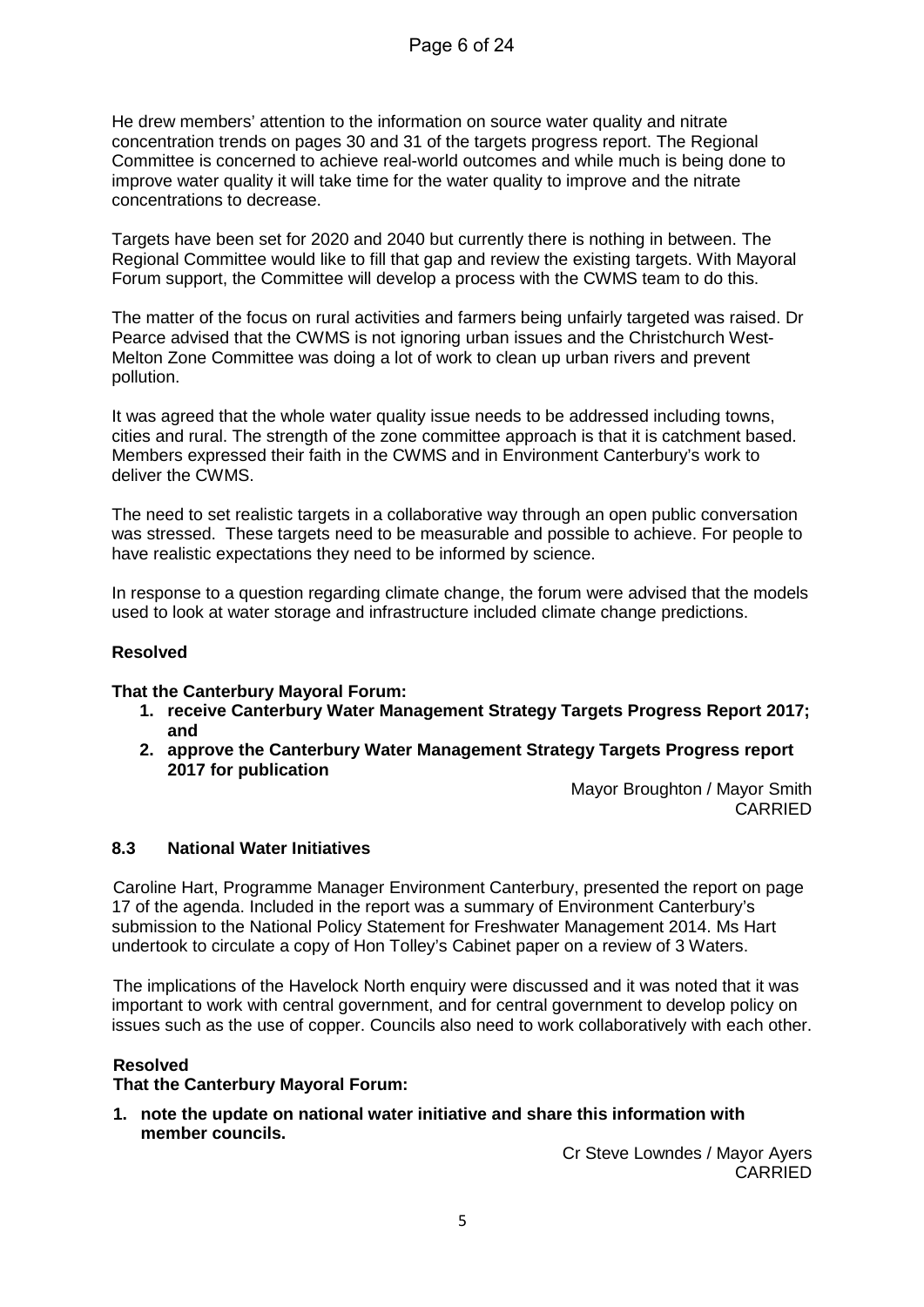He drew members' attention to the information on source water quality and nitrate concentration trends on pages 30 and 31 of the targets progress report. The Regional Committee is concerned to achieve real-world outcomes and while much is being done to improve water quality it will take time for the water quality to improve and the nitrate concentrations to decrease.

Targets have been set for 2020 and 2040 but currently there is nothing in between. The Regional Committee would like to fill that gap and review the existing targets. With Mayoral Forum support, the Committee will develop a process with the CWMS team to do this.

The matter of the focus on rural activities and farmers being unfairly targeted was raised. Dr Pearce advised that the CWMS is not ignoring urban issues and the Christchurch West-Melton Zone Committee was doing a lot of work to clean up urban rivers and prevent pollution.

It was agreed that the whole water quality issue needs to be addressed including towns, cities and rural. The strength of the zone committee approach is that it is catchment based. Members expressed their faith in the CWMS and in Environment Canterbury's work to deliver the CWMS.

The need to set realistic targets in a collaborative way through an open public conversation was stressed. These targets need to be measurable and possible to achieve. For people to have realistic expectations they need to be informed by science.

In response to a question regarding climate change, the forum were advised that the models used to look at water storage and infrastructure included climate change predictions.

**Resolved**

**That the Canterbury Mayoral Forum:**

1. **receive Canterbury Water Management Strategy Targets Progress Report 2017; and**
2. **approve the Canterbury Water Management Strategy Targets Progress report 2017 for publication**

Mayor Broughton / Mayor Smith
CARRIED

### 8.3 National Water Initiatives

Caroline Hart, Programme Manager Environment Canterbury, presented the report on page 17 of the agenda. Included in the report was a summary of Environment Canterbury's submission to the National Policy Statement for Freshwater Management 2014. Ms Hart undertook to circulate a copy of Hon Tolley's Cabinet paper on a review of 3 Waters.

The implications of the Havelock North enquiry were discussed and it was noted that it was important to work with central government, and for central government to develop policy on issues such as the use of copper. Councils also need to work collaboratively with each other.

**Resolved**
**That the Canterbury Mayoral Forum:**

1. **note the update on national water initiative and share this information with member councils.**

Cr Steve Lowndes / Mayor Ayers
CARRIED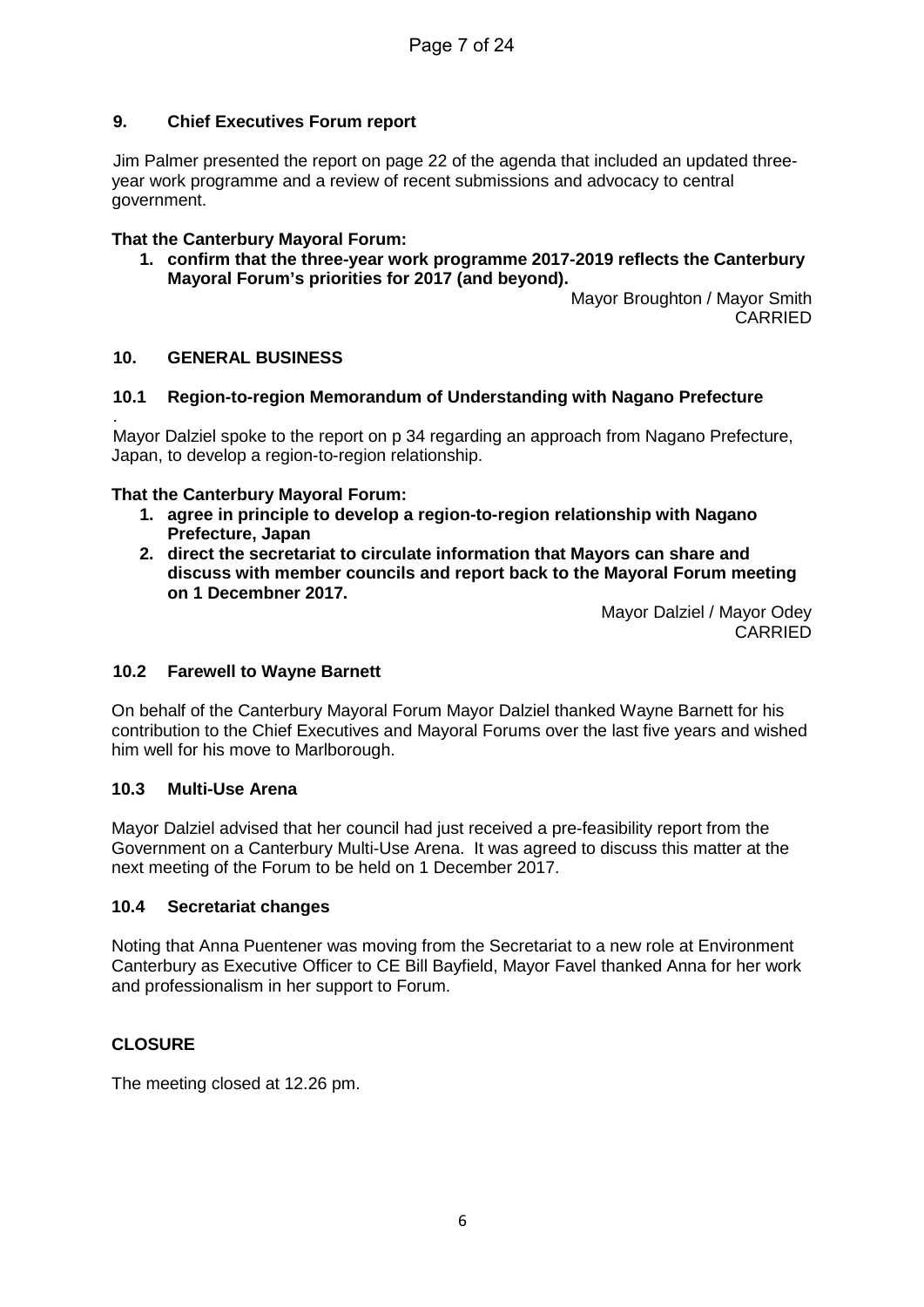## 9. Chief Executives Forum report

Jim Palmer presented the report on page 22 of the agenda that included an updated three-year work programme and a review of recent submissions and advocacy to central government.

**That the Canterbury Mayoral Forum:**

1. **confirm that the three-year work programme 2017-2019 reflects the Canterbury Mayoral Forum's priorities for 2017 (and beyond).**

Mayor Broughton / Mayor Smith
CARRIED

## 10. GENERAL BUSINESS

### 10.1 Region-to-region Memorandum of Understanding with Nagano Prefecture

.
Mayor Dalziel spoke to the report on p 34 regarding an approach from Nagano Prefecture, Japan, to develop a region-to-region relationship.

**That the Canterbury Mayoral Forum:**

1. **agree in principle to develop a region-to-region relationship with Nagano Prefecture, Japan**
2. **direct the secretariat to circulate information that Mayors can share and discuss with member councils and report back to the Mayoral Forum meeting on 1 Decembner 2017.**

Mayor Dalziel / Mayor Odey
CARRIED

### 10.2 Farewell to Wayne Barnett

On behalf of the Canterbury Mayoral Forum Mayor Dalziel thanked Wayne Barnett for his contribution to the Chief Executives and Mayoral Forums over the last five years and wished him well for his move to Marlborough.

### 10.3 Multi-Use Arena

Mayor Dalziel advised that her council had just received a pre-feasibility report from the Government on a Canterbury Multi-Use Arena. It was agreed to discuss this matter at the next meeting of the Forum to be held on 1 December 2017.

### 10.4 Secretariat changes

Noting that Anna Puentener was moving from the Secretariat to a new role at Environment Canterbury as Executive Officer to CE Bill Bayfield, Mayor Favel thanked Anna for her work and professionalism in her support to Forum.

## CLOSURE

The meeting closed at 12.26 pm.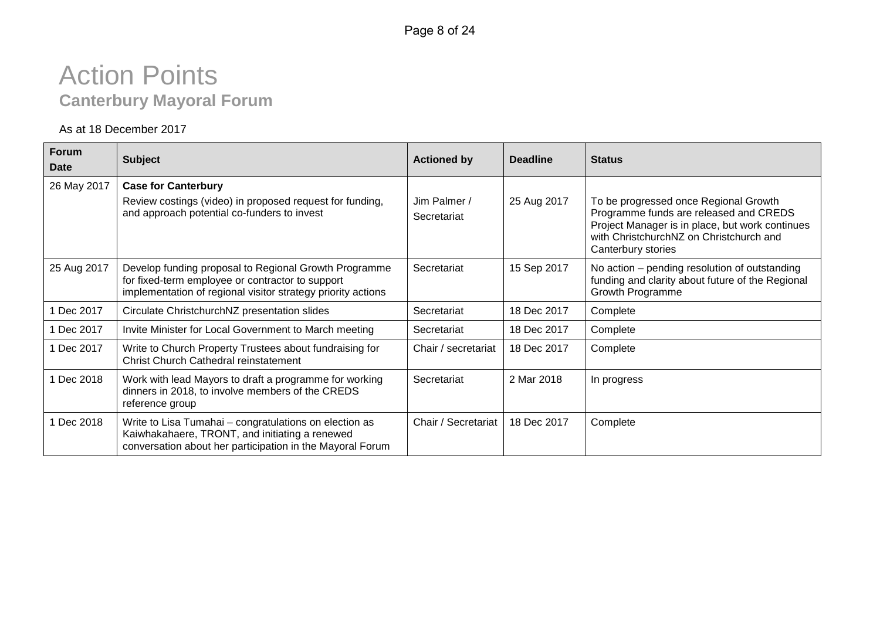# Action Points

## Canterbury Mayoral Forum

As at 18 December 2017

| Forum Date | Subject | Actioned by | Deadline | Status |
| --- | --- | --- | --- | --- |
| 26 May 2017 | **Case for Canterbury**<br>Review costings (video) in proposed request for funding, and approach potential co-funders to invest | Jim Palmer / Secretariat | 25 Aug 2017 | To be progressed once Regional Growth Programme funds are released and CREDS Project Manager is in place, but work continues with ChristchurchNZ on Christchurch and Canterbury stories |
| 25 Aug 2017 | Develop funding proposal to Regional Growth Programme for fixed-term employee or contractor to support implementation of regional visitor strategy priority actions | Secretariat | 15 Sep 2017 | No action – pending resolution of outstanding funding and clarity about future of the Regional Growth Programme |
| 1 Dec 2017 | Circulate ChristchurchNZ presentation slides | Secretariat | 18 Dec 2017 | Complete |
| 1 Dec 2017 | Invite Minister for Local Government to March meeting | Secretariat | 18 Dec 2017 | Complete |
| 1 Dec 2017 | Write to Church Property Trustees about fundraising for Christ Church Cathedral reinstatement | Chair / secretariat | 18 Dec 2017 | Complete |
| 1 Dec 2018 | Work with lead Mayors to draft a programme for working dinners in 2018, to involve members of the CREDS reference group | Secretariat | 2 Mar 2018 | In progress |
| 1 Dec 2018 | Write to Lisa Tumahai – congratulations on election as Kaiwhakahaere, TRONT, and initiating a renewed conversation about her participation in the Mayoral Forum | Chair / Secretariat | 18 Dec 2017 | Complete |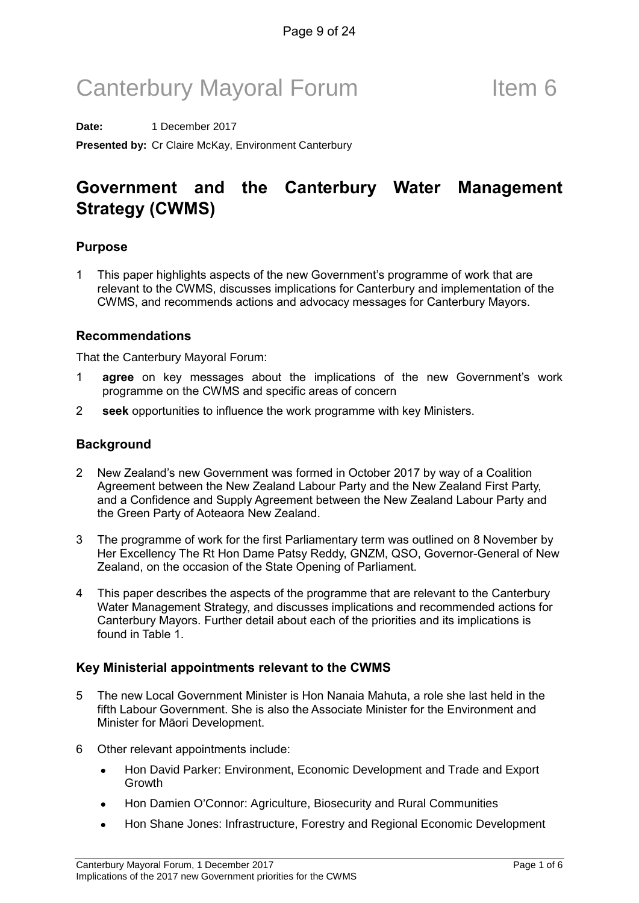# Canterbury Mayoral Forum Item 6

**Date:** 1 December 2017

**Presented by:** Cr Claire McKay, Environment Canterbury

## Government and the Canterbury Water Management Strategy (CWMS)

### Purpose

1 This paper highlights aspects of the new Government's programme of work that are relevant to the CWMS, discusses implications for Canterbury and implementation of the CWMS, and recommends actions and advocacy messages for Canterbury Mayors.

### Recommendations

That the Canterbury Mayoral Forum:

1 **agree** on key messages about the implications of the new Government's work programme on the CWMS and specific areas of concern

2 **seek** opportunities to influence the work programme with key Ministers.

### Background

2 New Zealand's new Government was formed in October 2017 by way of a Coalition Agreement between the New Zealand Labour Party and the New Zealand First Party, and a Confidence and Supply Agreement between the New Zealand Labour Party and the Green Party of Aotearoa New Zealand.

3 The programme of work for the first Parliamentary term was outlined on 8 November by Her Excellency The Rt Hon Dame Patsy Reddy, GNZM, QSO, Governor-General of New Zealand, on the occasion of the State Opening of Parliament.

4 This paper describes the aspects of the programme that are relevant to the Canterbury Water Management Strategy, and discusses implications and recommended actions for Canterbury Mayors. Further detail about each of the priorities and its implications is found in Table 1.

### Key Ministerial appointments relevant to the CWMS

5 The new Local Government Minister is Hon Nanaia Mahuta, a role she last held in the fifth Labour Government. She is also the Associate Minister for the Environment and Minister for Māori Development.

6 Other relevant appointments include:

- Hon David Parker: Environment, Economic Development and Trade and Export Growth
- Hon Damien O'Connor: Agriculture, Biosecurity and Rural Communities
- Hon Shane Jones: Infrastructure, Forestry and Regional Economic Development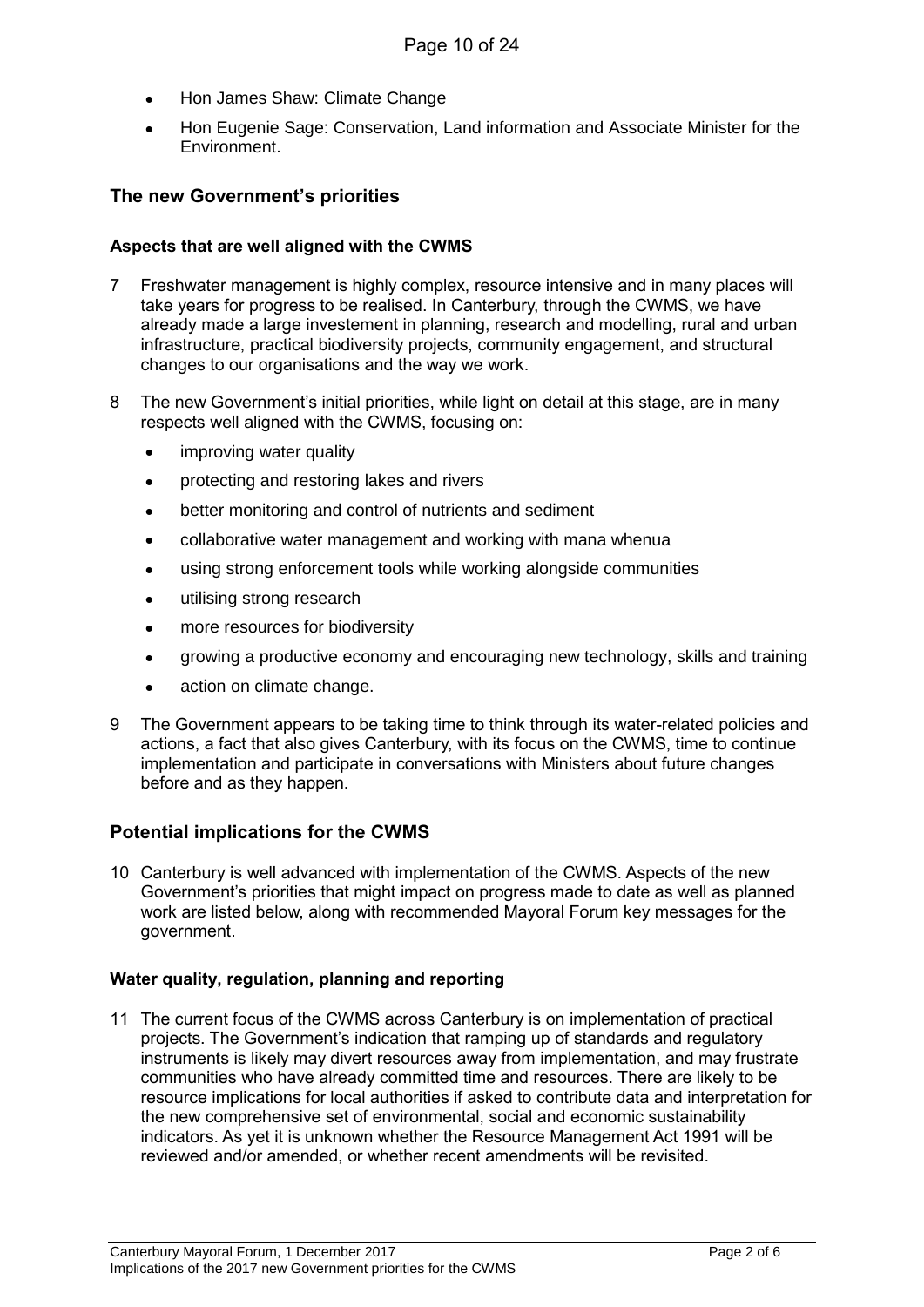- Hon James Shaw: Climate Change
- Hon Eugenie Sage: Conservation, Land information and Associate Minister for the Environment.

## The new Government's priorities

### Aspects that are well aligned with the CWMS

7 Freshwater management is highly complex, resource intensive and in many places will take years for progress to be realised. In Canterbury, through the CWMS, we have already made a large investement in planning, research and modelling, rural and urban infrastructure, practical biodiversity projects, community engagement, and structural changes to our organisations and the way we work.

8 The new Government's initial priorities, while light on detail at this stage, are in many respects well aligned with the CWMS, focusing on:

- improving water quality
- protecting and restoring lakes and rivers
- better monitoring and control of nutrients and sediment
- collaborative water management and working with mana whenua
- using strong enforcement tools while working alongside communities
- utilising strong research
- more resources for biodiversity
- growing a productive economy and encouraging new technology, skills and training
- action on climate change.

9 The Government appears to be taking time to think through its water-related policies and actions, a fact that also gives Canterbury, with its focus on the CWMS, time to continue implementation and participate in conversations with Ministers about future changes before and as they happen.

## Potential implications for the CWMS

10 Canterbury is well advanced with implementation of the CWMS. Aspects of the new Government's priorities that might impact on progress made to date as well as planned work are listed below, along with recommended Mayoral Forum key messages for the government.

### Water quality, regulation, planning and reporting

11 The current focus of the CWMS across Canterbury is on implementation of practical projects. The Government's indication that ramping up of standards and regulatory instruments is likely may divert resources away from implementation, and may frustrate communities who have already committed time and resources. There are likely to be resource implications for local authorities if asked to contribute data and interpretation for the new comprehensive set of environmental, social and economic sustainability indicators. As yet it is unknown whether the Resource Management Act 1991 will be reviewed and/or amended, or whether recent amendments will be revisited.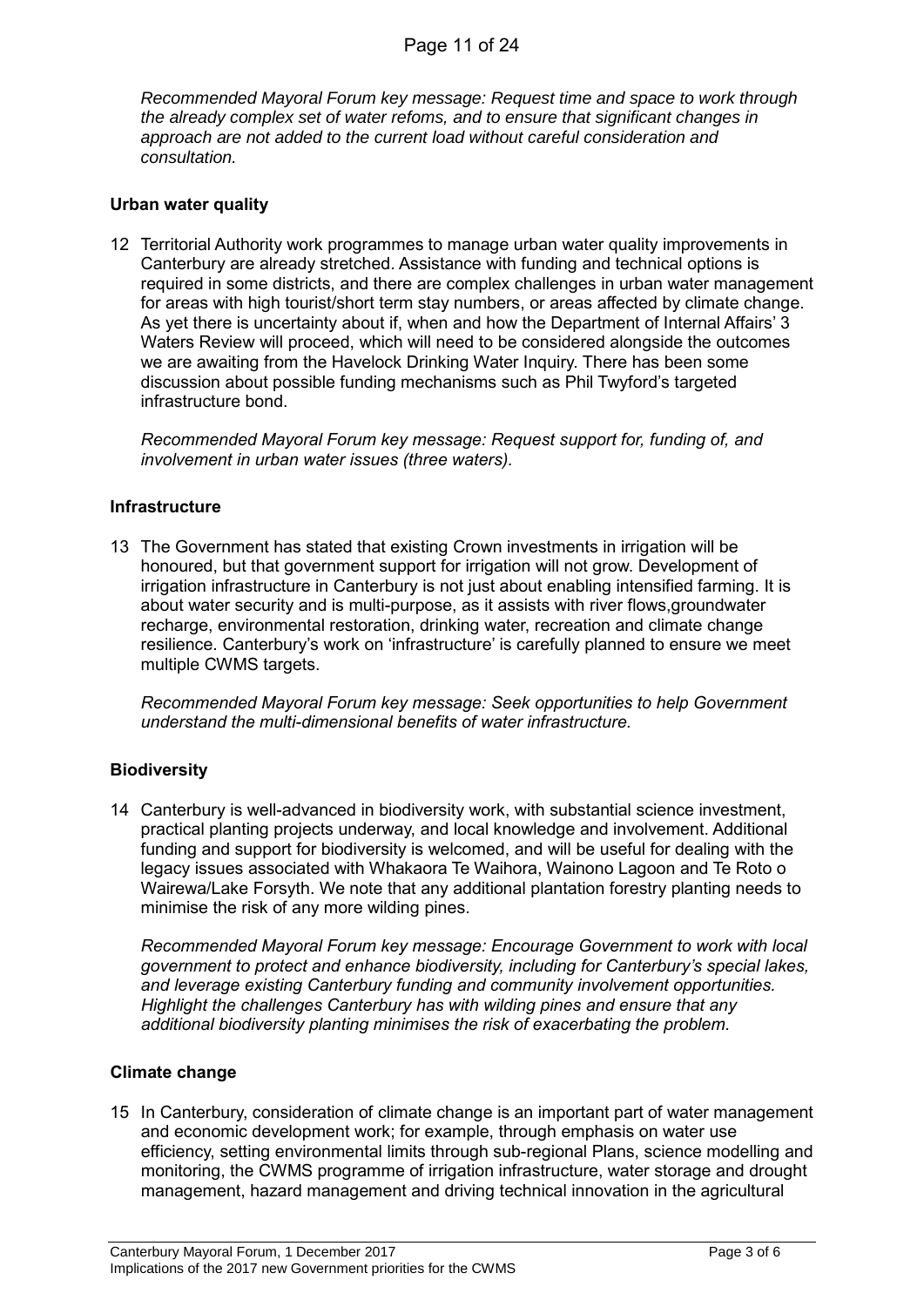*Recommended Mayoral Forum key message: Request time and space to work through the already complex set of water refoms, and to ensure that significant changes in approach are not added to the current load without careful consideration and consultation.*

**Urban water quality**

12 Territorial Authority work programmes to manage urban water quality improvements in Canterbury are already stretched. Assistance with funding and technical options is required in some districts, and there are complex challenges in urban water management for areas with high tourist/short term stay numbers, or areas affected by climate change. As yet there is uncertainty about if, when and how the Department of Internal Affairs' 3 Waters Review will proceed, which will need to be considered alongside the outcomes we are awaiting from the Havelock Drinking Water Inquiry. There has been some discussion about possible funding mechanisms such as Phil Twyford's targeted infrastructure bond.

*Recommended Mayoral Forum key message: Request support for, funding of, and involvement in urban water issues (three waters).*

**Infrastructure**

13 The Government has stated that existing Crown investments in irrigation will be honoured, but that government support for irrigation will not grow. Development of irrigation infrastructure in Canterbury is not just about enabling intensified farming. It is about water security and is multi-purpose, as it assists with river flows,groundwater recharge, environmental restoration, drinking water, recreation and climate change resilience. Canterbury's work on 'infrastructure' is carefully planned to ensure we meet multiple CWMS targets.

*Recommended Mayoral Forum key message: Seek opportunities to help Government understand the multi-dimensional benefits of water infrastructure.*

**Biodiversity**

14 Canterbury is well-advanced in biodiversity work, with substantial science investment, practical planting projects underway, and local knowledge and involvement. Additional funding and support for biodiversity is welcomed, and will be useful for dealing with the legacy issues associated with Whakaora Te Waihora, Wainono Lagoon and Te Roto o Wairewa/Lake Forsyth. We note that any additional plantation forestry planting needs to minimise the risk of any more wilding pines.

*Recommended Mayoral Forum key message: Encourage Government to work with local government to protect and enhance biodiversity, including for Canterbury's special lakes, and leverage existing Canterbury funding and community involvement opportunities. Highlight the challenges Canterbury has with wilding pines and ensure that any additional biodiversity planting minimises the risk of exacerbating the problem.*

**Climate change**

15 In Canterbury, consideration of climate change is an important part of water management and economic development work; for example, through emphasis on water use efficiency, setting environmental limits through sub-regional Plans, science modelling and monitoring, the CWMS programme of irrigation infrastructure, water storage and drought management, hazard management and driving technical innovation in the agricultural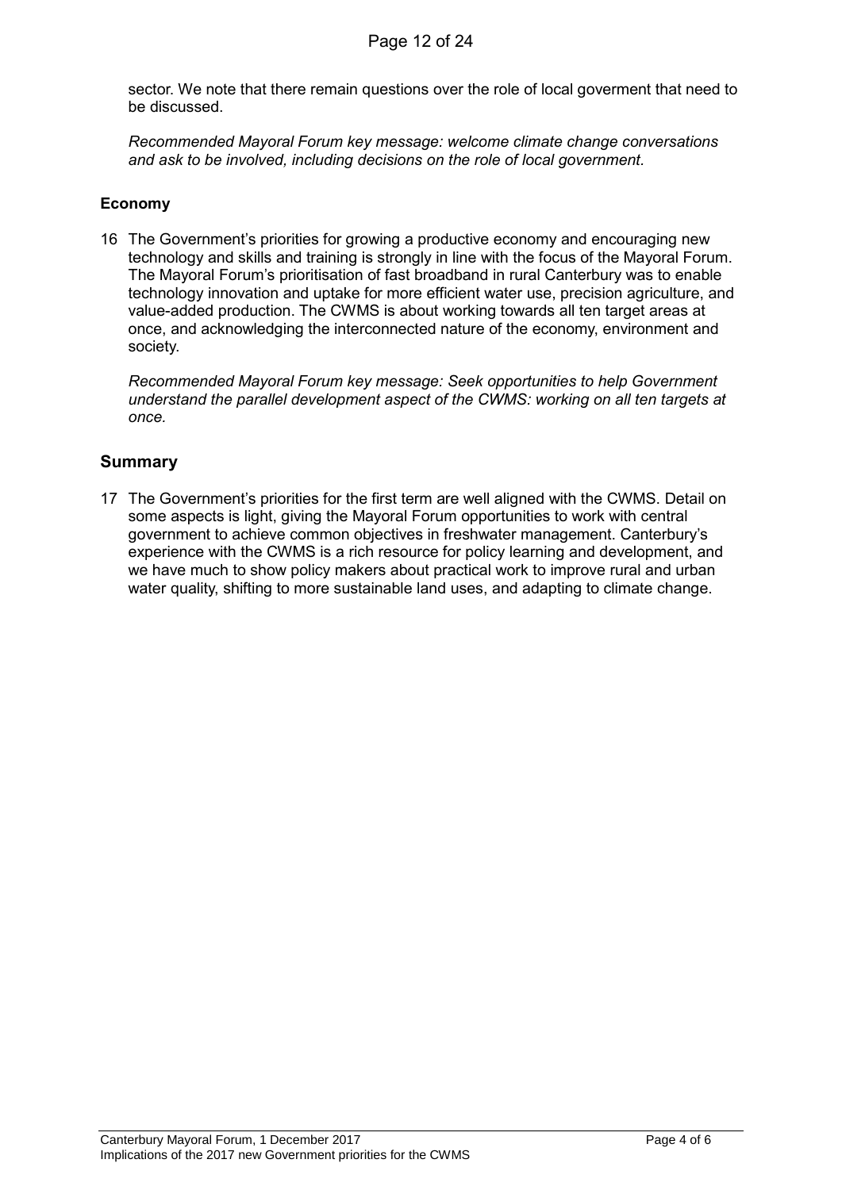sector. We note that there remain questions over the role of local goverment that need to be discussed.

*Recommended Mayoral Forum key message: welcome climate change conversations and ask to be involved, including decisions on the role of local government.*

### Economy

16 The Government's priorities for growing a productive economy and encouraging new technology and skills and training is strongly in line with the focus of the Mayoral Forum. The Mayoral Forum's prioritisation of fast broadband in rural Canterbury was to enable technology innovation and uptake for more efficient water use, precision agriculture, and value-added production. The CWMS is about working towards all ten target areas at once, and acknowledging the interconnected nature of the economy, environment and society.

*Recommended Mayoral Forum key message: Seek opportunities to help Government understand the parallel development aspect of the CWMS: working on all ten targets at once.*

## Summary

17 The Government's priorities for the first term are well aligned with the CWMS. Detail on some aspects is light, giving the Mayoral Forum opportunities to work with central government to achieve common objectives in freshwater management. Canterbury's experience with the CWMS is a rich resource for policy learning and development, and we have much to show policy makers about practical work to improve rural and urban water quality, shifting to more sustainable land uses, and adapting to climate change.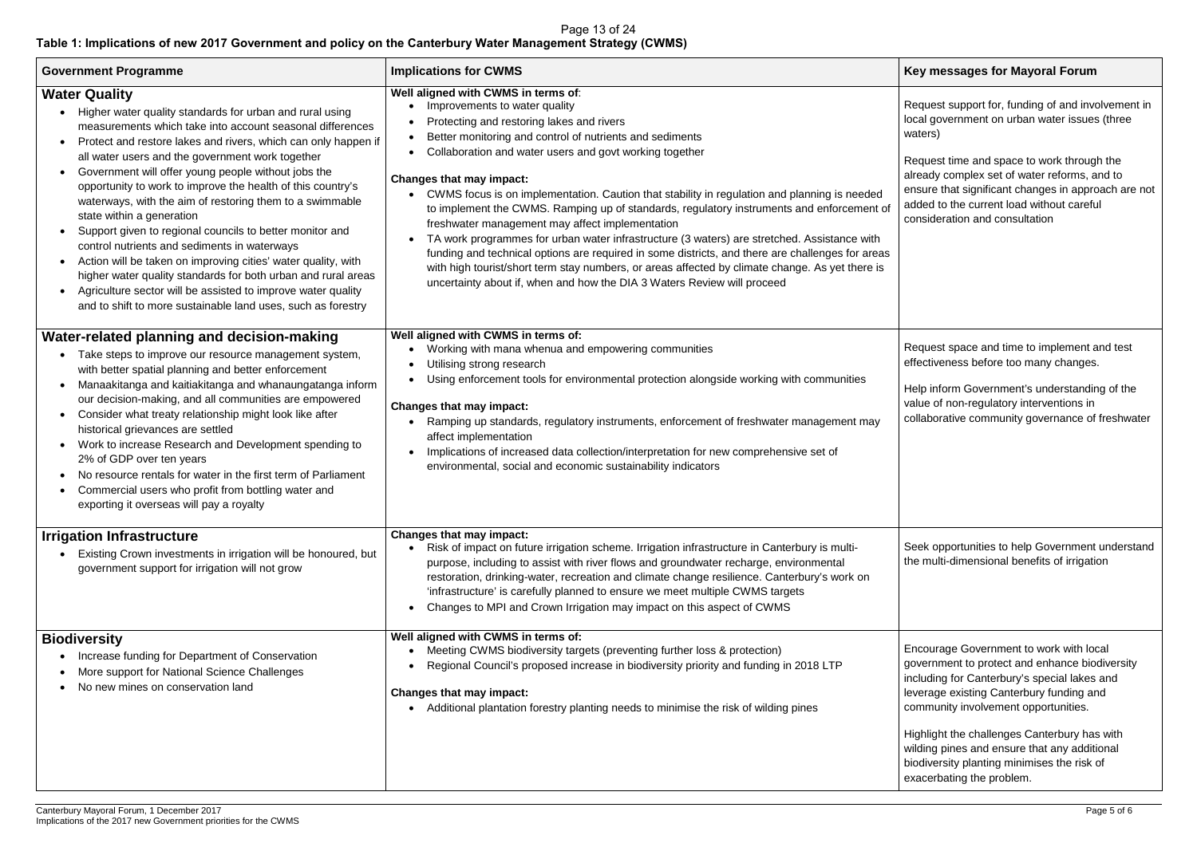**Table 1: Implications of new 2017 Government and policy on the Canterbury Water Management Strategy (CWMS)**

| Government Programme | Implications for CWMS | Key messages for Mayoral Forum |
|---|---|---|
| **Water Quality**<br>• Higher water quality standards for urban and rural using measurements which take into account seasonal differences<br>• Protect and restore lakes and rivers, which can only happen if all water users and the government work together<br>• Government will offer young people without jobs the opportunity to work to improve the health of this country's waterways, with the aim of restoring them to a swimmable state within a generation<br>• Support given to regional councils to better monitor and control nutrients and sediments in waterways<br>• Action will be taken on improving cities' water quality, with higher water quality standards for both urban and rural areas<br>• Agriculture sector will be assisted to improve water quality and to shift to more sustainable land uses, such as forestry | **Well aligned with CWMS in terms of**:<br>• Improvements to water quality<br>• Protecting and restoring lakes and rivers<br>• Better monitoring and control of nutrients and sediments<br>• Collaboration and water users and govt working together<br><br>**Changes that may impact:**<br>• CWMS focus is on implementation. Caution that stability in regulation and planning is needed to implement the CWMS. Ramping up of standards, regulatory instruments and enforcement of freshwater management may affect implementation<br>• TA work programmes for urban water infrastructure (3 waters) are stretched. Assistance with funding and technical options are required in some districts, and there are challenges for areas with high tourist/short term stay numbers, or areas affected by climate change. As yet there is uncertainty about if, when and how the DIA 3 Waters Review will proceed | Request support for, funding of and involvement in local government on urban water issues (three waters)<br><br>Request time and space to work through the already complex set of water reforms, and to ensure that significant changes in approach are not added to the current load without careful consideration and consultation |
| **Water-related planning and decision-making**<br>• Take steps to improve our resource management system, with better spatial planning and better enforcement<br>• Manaakitanga and kaitiakitanga and whanaungatanga inform our decision-making, and all communities are empowered<br>• Consider what treaty relationship might look like after historical grievances are settled<br>• Work to increase Research and Development spending to 2% of GDP over ten years<br>• No resource rentals for water in the first term of Parliament<br>• Commercial users who profit from bottling water and exporting it overseas will pay a royalty | **Well aligned with CWMS in terms of:**<br>• Working with mana whenua and empowering communities<br>• Utilising strong research<br>• Using enforcement tools for environmental protection alongside working with communities<br><br>**Changes that may impact:**<br>• Ramping up standards, regulatory instruments, enforcement of freshwater management may affect implementation<br>• Implications of increased data collection/interpretation for new comprehensive set of environmental, social and economic sustainability indicators | Request space and time to implement and test effectiveness before too many changes.<br><br>Help inform Government's understanding of the value of non-regulatory interventions in collaborative community governance of freshwater |
| **Irrigation Infrastructure**<br>• Existing Crown investments in irrigation will be honoured, but government support for irrigation will not grow | **Changes that may impact:**<br>• Risk of impact on future irrigation scheme. Irrigation infrastructure in Canterbury is multi-purpose, including to assist with river flows and groundwater recharge, environmental restoration, drinking-water, recreation and climate change resilience. Canterbury's work on 'infrastructure' is carefully planned to ensure we meet multiple CWMS targets<br>• Changes to MPI and Crown Irrigation may impact on this aspect of CWMS | Seek opportunities to help Government understand the multi-dimensional benefits of irrigation |
| **Biodiversity**<br>• Increase funding for Department of Conservation<br>• More support for National Science Challenges<br>• No new mines on conservation land | **Well aligned with CWMS in terms of:**<br>• Meeting CWMS biodiversity targets (preventing further loss & protection)<br>• Regional Council's proposed increase in biodiversity priority and funding in 2018 LTP<br><br>**Changes that may impact:**<br>• Additional plantation forestry planting needs to minimise the risk of wilding pines | Encourage Government to work with local government to protect and enhance biodiversity including for Canterbury's special lakes and leverage existing Canterbury funding and community involvement opportunities.<br><br>Highlight the challenges Canterbury has with wilding pines and ensure that any additional biodiversity planting minimises the risk of exacerbating the problem. |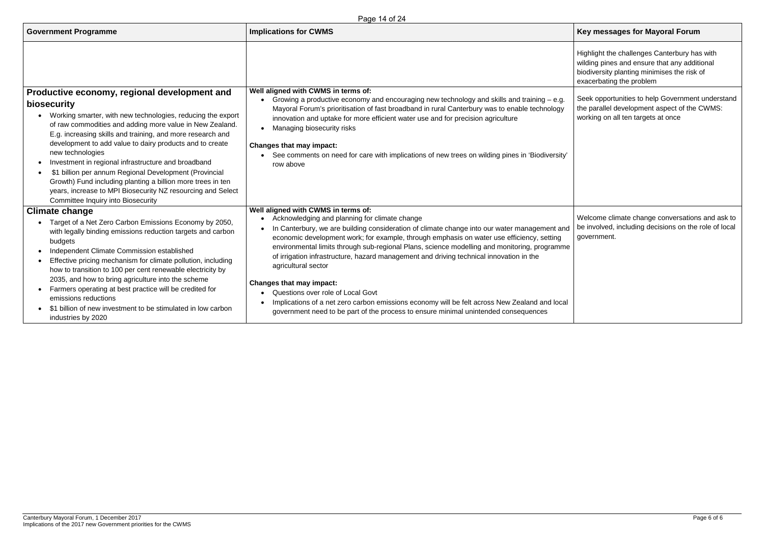| Government Programme | Implications for CWMS | Key messages for Mayoral Forum |
|---|---|---|
| | | Highlight the challenges Canterbury has with wilding pines and ensure that any additional biodiversity planting minimises the risk of exacerbating the problem |
| **Productive economy, regional development and biosecurity**<br>• Working smarter, with new technologies, reducing the export of raw commodities and adding more value in New Zealand. E.g. increasing skills and training, and more research and development to add value to dairy products and to create new technologies<br>• Investment in regional infrastructure and broadband<br>• $1 billion per annum Regional Development (Provincial Growth) Fund including planting a billion more trees in ten years, increase to MPI Biosecurity NZ resourcing and Select Committee Inquiry into Biosecurity | **Well aligned with CWMS in terms of:**<br>• Growing a productive economy and encouraging new technology and skills and training – e.g. Mayoral Forum's prioritisation of fast broadband in rural Canterbury was to enable technology innovation and uptake for more efficient water use and for precision agriculture<br>• Managing biosecurity risks<br><br>**Changes that may impact:**<br>• See comments on need for care with implications of new trees on wilding pines in 'Biodiversity' row above | Seek opportunities to help Government understand the parallel development aspect of the CWMS: working on all ten targets at once |
| **Climate change**<br>• Target of a Net Zero Carbon Emissions Economy by 2050, with legally binding emissions reduction targets and carbon budgets<br>• Independent Climate Commission established<br>• Effective pricing mechanism for climate pollution, including how to transition to 100 per cent renewable electricity by 2035, and how to bring agriculture into the scheme<br>• Farmers operating at best practice will be credited for emissions reductions<br>• $1 billion of new investment to be stimulated in low carbon industries by 2020 | **Well aligned with CWMS in terms of:**<br>• Acknowledging and planning for climate change<br>• In Canterbury, we are building consideration of climate change into our water management and economic development work; for example, through emphasis on water use efficiency, setting environmental limits through sub-regional Plans, science modelling and monitoring, programme of irrigation infrastructure, hazard management and driving technical innovation in the agricultural sector<br><br>**Changes that may impact:**<br>• Questions over role of Local Govt<br>• Implications of a net zero carbon emissions economy will be felt across New Zealand and local government need to be part of the process to ensure minimal unintended consequences | Welcome climate change conversations and ask to be involved, including decisions on the role of local government. |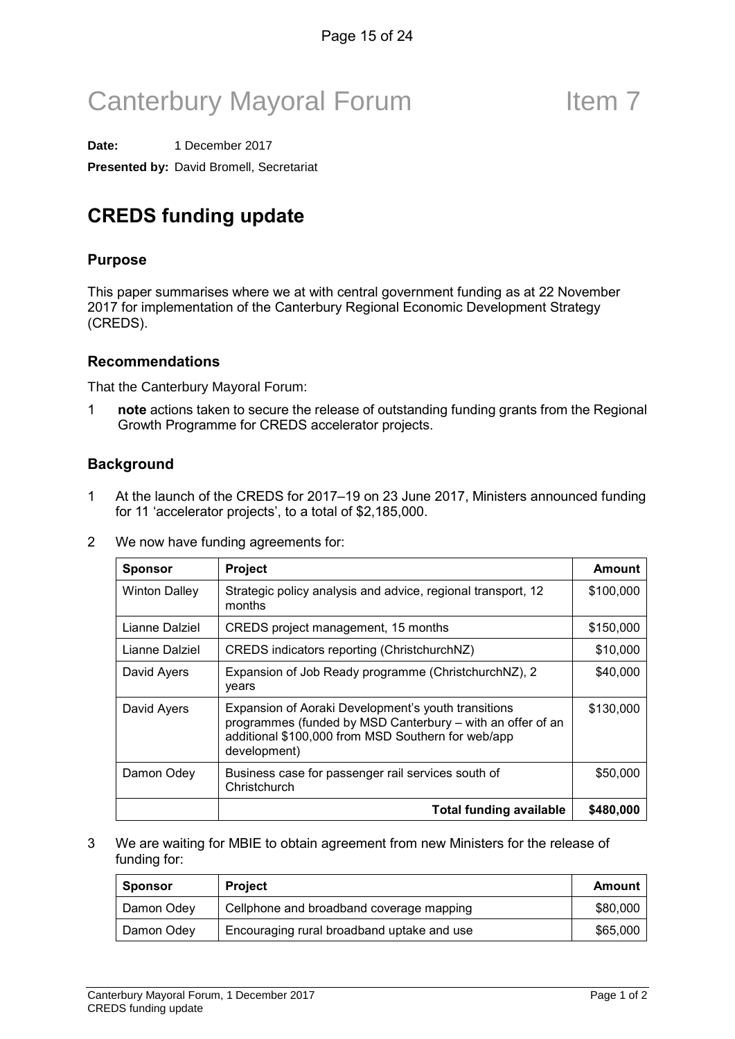# Canterbury Mayoral Forum Item 7

**Date:** 1 December 2017

**Presented by:** David Bromell, Secretariat

## CREDS funding update

### Purpose

This paper summarises where we at with central government funding as at 22 November 2017 for implementation of the Canterbury Regional Economic Development Strategy (CREDS).

### Recommendations

That the Canterbury Mayoral Forum:

1 **note** actions taken to secure the release of outstanding funding grants from the Regional Growth Programme for CREDS accelerator projects.

### Background

1 At the launch of the CREDS for 2017–19 on 23 June 2017, Ministers announced funding for 11 'accelerator projects', to a total of $2,185,000.

2 We now have funding agreements for:

| Sponsor | Project | Amount |
|---|---|---|
| Winton Dalley | Strategic policy analysis and advice, regional transport, 12 months | $100,000 |
| Lianne Dalziel | CREDS project management, 15 months | $150,000 |
| Lianne Dalziel | CREDS indicators reporting (ChristchurchNZ) | $10,000 |
| David Ayers | Expansion of Job Ready programme (ChristchurchNZ), 2 years | $40,000 |
| David Ayers | Expansion of Aoraki Development's youth transitions programmes (funded by MSD Canterbury – with an offer of an additional $100,000 from MSD Southern for web/app development) | $130,000 |
| Damon Odey | Business case for passenger rail services south of Christchurch | $50,000 |
| | **Total funding available** | **$480,000** |

3 We are waiting for MBIE to obtain agreement from new Ministers for the release of funding for:

| Sponsor | Project | Amount |
|---|---|---|
| Damon Odey | Cellphone and broadband coverage mapping | $80,000 |
| Damon Odey | Encouraging rural broadband uptake and use | $65,000 |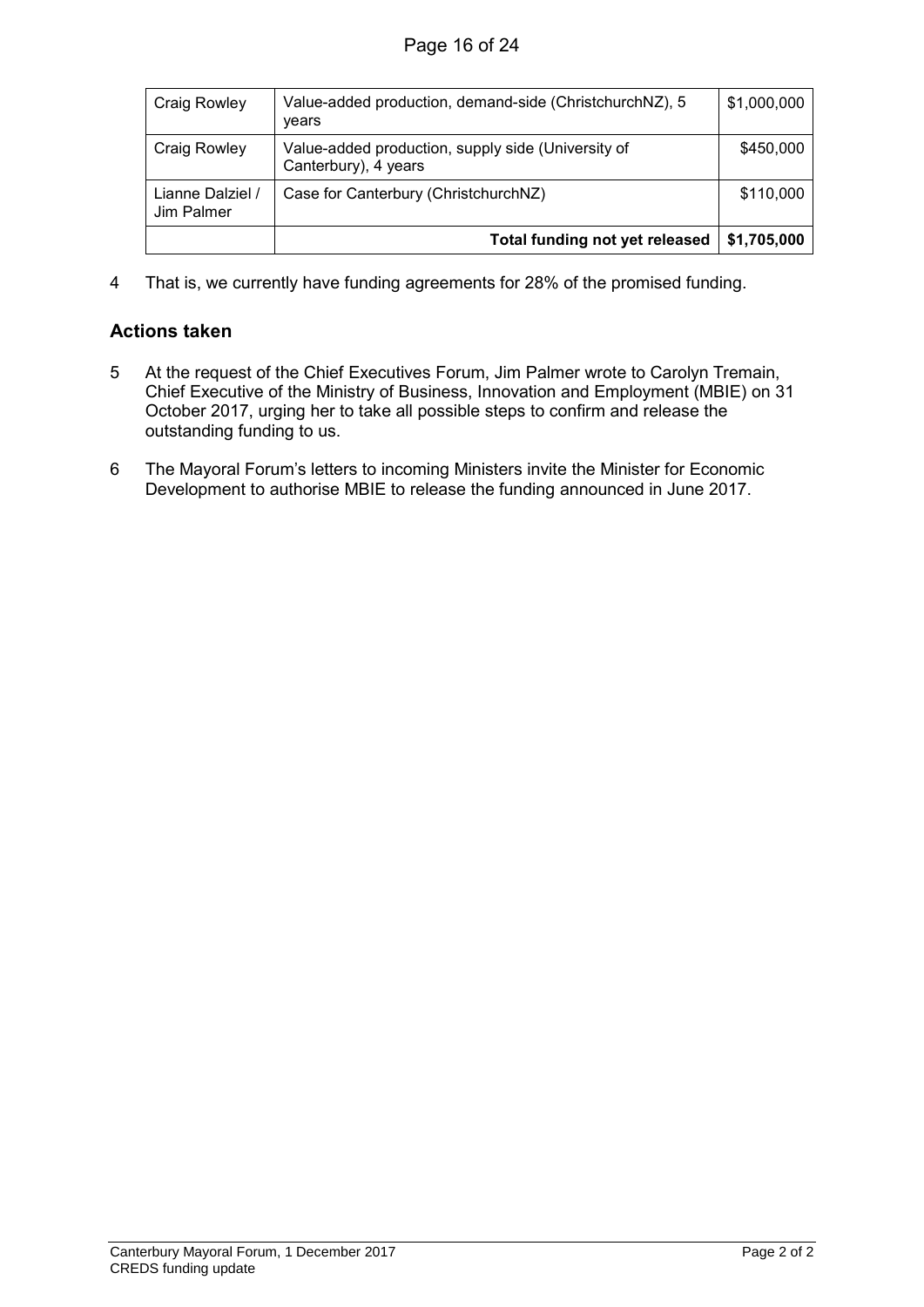| Craig Rowley | Value-added production, demand-side (ChristchurchNZ), 5 years | $1,000,000 |
|---|---|---|
| Craig Rowley | Value-added production, supply side (University of Canterbury), 4 years | $450,000 |
| Lianne Dalziel / Jim Palmer | Case for Canterbury (ChristchurchNZ) | $110,000 |
| | **Total funding not yet released** | **$1,705,000** |

4 That is, we currently have funding agreements for 28% of the promised funding.

## Actions taken

5 At the request of the Chief Executives Forum, Jim Palmer wrote to Carolyn Tremain, Chief Executive of the Ministry of Business, Innovation and Employment (MBIE) on 31 October 2017, urging her to take all possible steps to confirm and release the outstanding funding to us.

6 The Mayoral Forum's letters to incoming Ministers invite the Minister for Economic Development to authorise MBIE to release the funding announced in June 2017.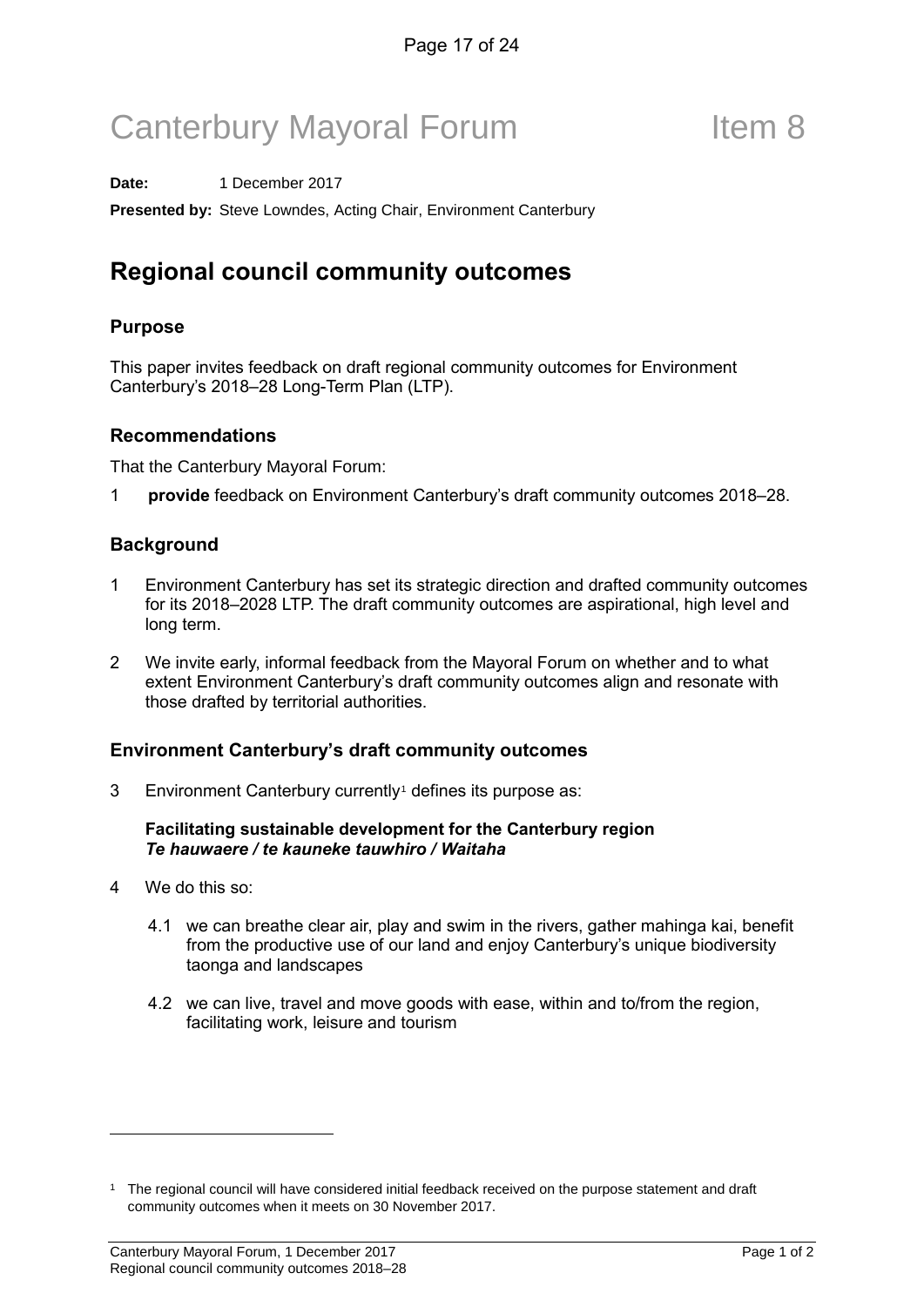# Canterbury Mayoral Forum Item 8

**Date:** 1 December 2017

**Presented by:** Steve Lowndes, Acting Chair, Environment Canterbury

## Regional council community outcomes

### Purpose

This paper invites feedback on draft regional community outcomes for Environment Canterbury's 2018–28 Long-Term Plan (LTP).

### Recommendations

That the Canterbury Mayoral Forum:

1 **provide** feedback on Environment Canterbury's draft community outcomes 2018–28.

### Background

1 Environment Canterbury has set its strategic direction and drafted community outcomes for its 2018–2028 LTP. The draft community outcomes are aspirational, high level and long term.

2 We invite early, informal feedback from the Mayoral Forum on whether and to what extent Environment Canterbury's draft community outcomes align and resonate with those drafted by territorial authorities.

### Environment Canterbury's draft community outcomes

3 Environment Canterbury currently[1] defines its purpose as:

**Facilitating sustainable development for the Canterbury region**
***Te hauwaere / te kauneke tauwhiro / Waitaha***

4 We do this so:

4.1 we can breathe clear air, play and swim in the rivers, gather mahinga kai, benefit from the productive use of our land and enjoy Canterbury's unique biodiversity taonga and landscapes

4.2 we can live, travel and move goods with ease, within and to/from the region, facilitating work, leisure and tourism

[1] The regional council will have considered initial feedback received on the purpose statement and draft community outcomes when it meets on 30 November 2017.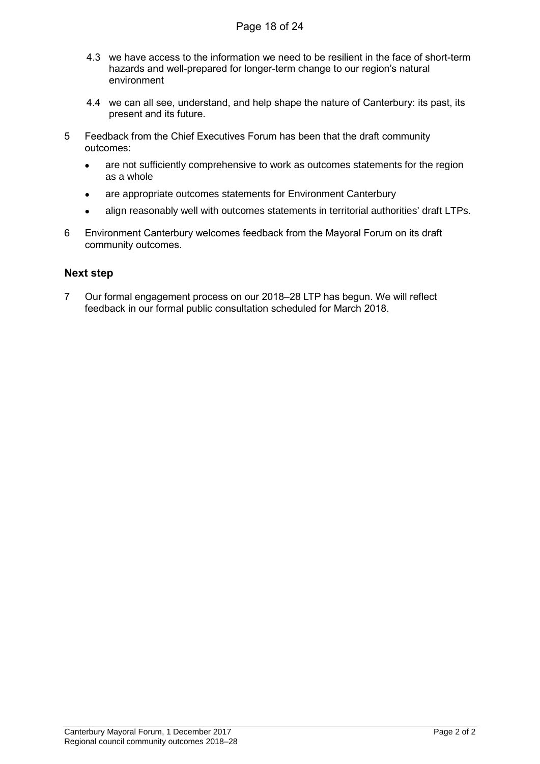4.3 we have access to the information we need to be resilient in the face of short-term hazards and well-prepared for longer-term change to our region's natural environment

4.4 we can all see, understand, and help shape the nature of Canterbury: its past, its present and its future.

5 Feedback from the Chief Executives Forum has been that the draft community outcomes:

- are not sufficiently comprehensive to work as outcomes statements for the region as a whole
- are appropriate outcomes statements for Environment Canterbury
- align reasonably well with outcomes statements in territorial authorities' draft LTPs.

6 Environment Canterbury welcomes feedback from the Mayoral Forum on its draft community outcomes.

### Next step

7 Our formal engagement process on our 2018–28 LTP has begun. We will reflect feedback in our formal public consultation scheduled for March 2018.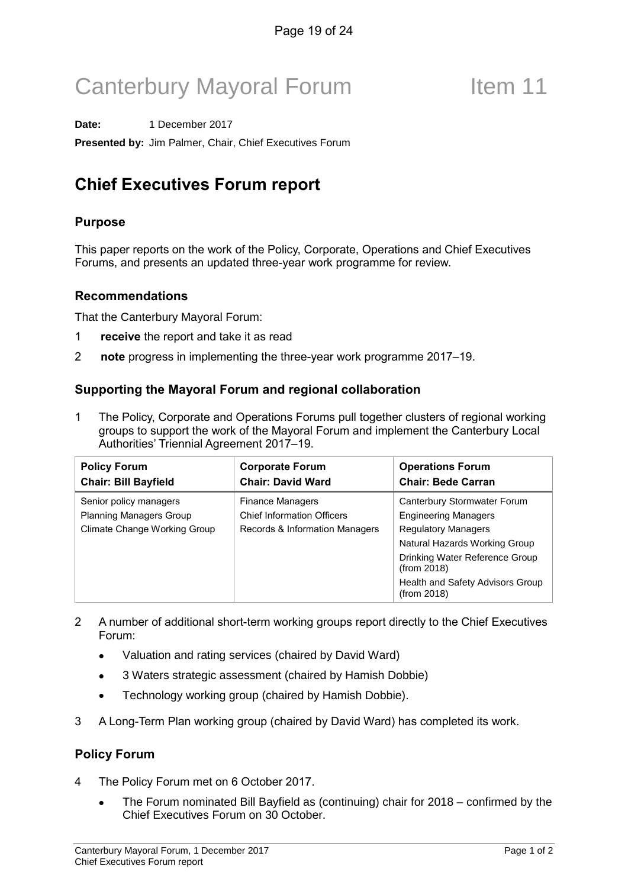# Canterbury Mayoral Forum Item 11

**Date:** 1 December 2017

**Presented by:** Jim Palmer, Chair, Chief Executives Forum

## Chief Executives Forum report

### Purpose

This paper reports on the work of the Policy, Corporate, Operations and Chief Executives Forums, and presents an updated three-year work programme for review.

### Recommendations

That the Canterbury Mayoral Forum:

1 **receive** the report and take it as read
2 **note** progress in implementing the three-year work programme 2017–19.

### Supporting the Mayoral Forum and regional collaboration

1 The Policy, Corporate and Operations Forums pull together clusters of regional working groups to support the work of the Mayoral Forum and implement the Canterbury Local Authorities' Triennial Agreement 2017–19.

| Policy Forum<br>Chair: Bill Bayfield | Corporate Forum<br>Chair: David Ward | Operations Forum<br>Chair: Bede Carran |
|---|---|---|
| Senior policy managers<br>Planning Managers Group<br>Climate Change Working Group | Finance Managers<br>Chief Information Officers<br>Records & Information Managers | Canterbury Stormwater Forum<br>Engineering Managers<br>Regulatory Managers<br>Natural Hazards Working Group<br>Drinking Water Reference Group (from 2018)<br>Health and Safety Advisors Group (from 2018) |

2 A number of additional short-term working groups report directly to the Chief Executives Forum:

- Valuation and rating services (chaired by David Ward)
- 3 Waters strategic assessment (chaired by Hamish Dobbie)
- Technology working group (chaired by Hamish Dobbie).

3 A Long-Term Plan working group (chaired by David Ward) has completed its work.

### Policy Forum

4 The Policy Forum met on 6 October 2017.

- The Forum nominated Bill Bayfield as (continuing) chair for 2018 – confirmed by the Chief Executives Forum on 30 October.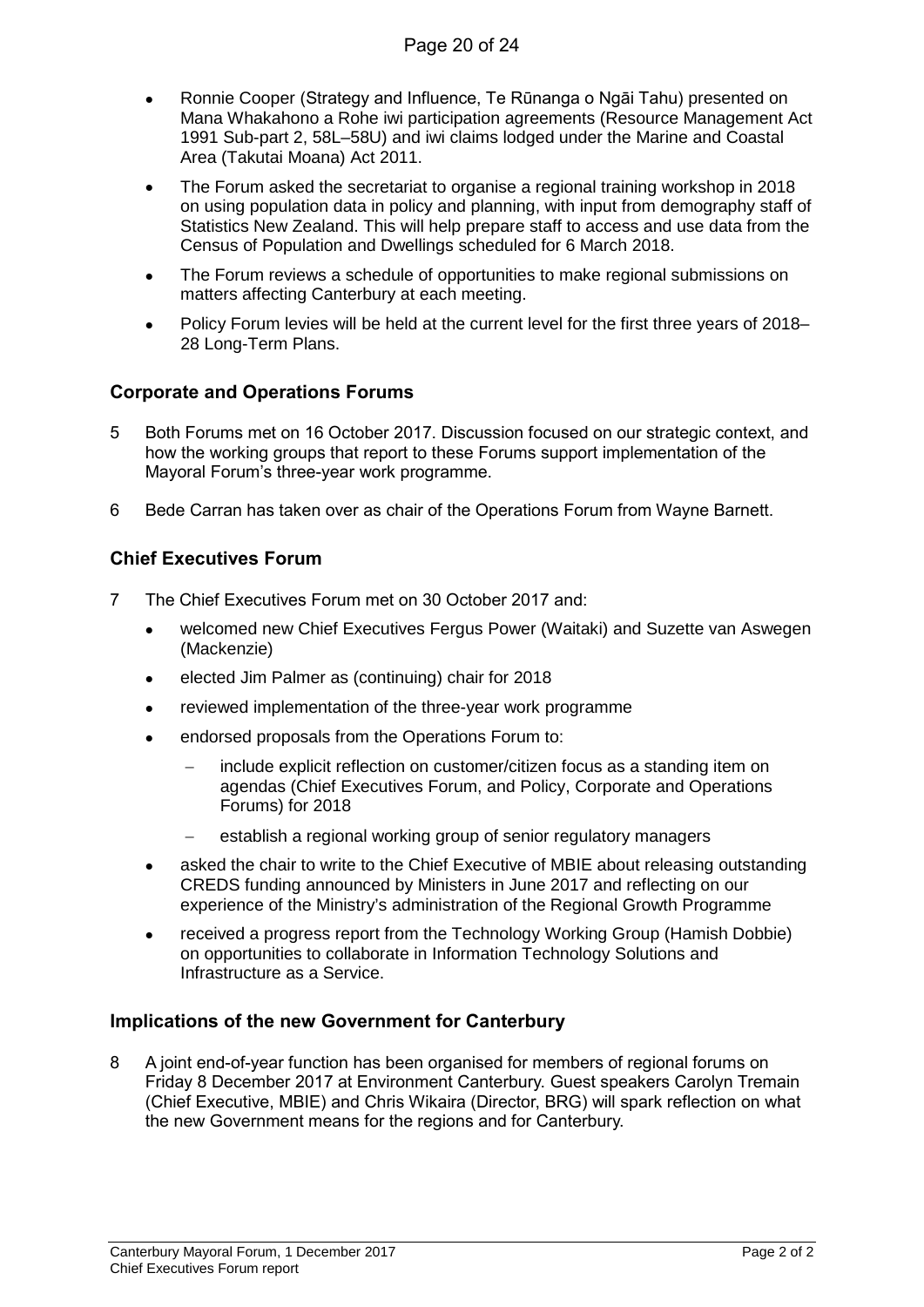- Ronnie Cooper (Strategy and Influence, Te Rūnanga o Ngāi Tahu) presented on Mana Whakahono a Rohe iwi participation agreements (Resource Management Act 1991 Sub-part 2, 58L–58U) and iwi claims lodged under the Marine and Coastal Area (Takutai Moana) Act 2011.
- The Forum asked the secretariat to organise a regional training workshop in 2018 on using population data in policy and planning, with input from demography staff of Statistics New Zealand. This will help prepare staff to access and use data from the Census of Population and Dwellings scheduled for 6 March 2018.
- The Forum reviews a schedule of opportunities to make regional submissions on matters affecting Canterbury at each meeting.
- Policy Forum levies will be held at the current level for the first three years of 2018–28 Long-Term Plans.

## Corporate and Operations Forums

5 Both Forums met on 16 October 2017. Discussion focused on our strategic context, and how the working groups that report to these Forums support implementation of the Mayoral Forum's three-year work programme.

6 Bede Carran has taken over as chair of the Operations Forum from Wayne Barnett.

## Chief Executives Forum

7 The Chief Executives Forum met on 30 October 2017 and:

- welcomed new Chief Executives Fergus Power (Waitaki) and Suzette van Aswegen (Mackenzie)
- elected Jim Palmer as (continuing) chair for 2018
- reviewed implementation of the three-year work programme
- endorsed proposals from the Operations Forum to:
  - include explicit reflection on customer/citizen focus as a standing item on agendas (Chief Executives Forum, and Policy, Corporate and Operations Forums) for 2018
  - establish a regional working group of senior regulatory managers
- asked the chair to write to the Chief Executive of MBIE about releasing outstanding CREDS funding announced by Ministers in June 2017 and reflecting on our experience of the Ministry's administration of the Regional Growth Programme
- received a progress report from the Technology Working Group (Hamish Dobbie) on opportunities to collaborate in Information Technology Solutions and Infrastructure as a Service.

## Implications of the new Government for Canterbury

8 A joint end-of-year function has been organised for members of regional forums on Friday 8 December 2017 at Environment Canterbury. Guest speakers Carolyn Tremain (Chief Executive, MBIE) and Chris Wikaira (Director, BRG) will spark reflection on what the new Government means for the regions and for Canterbury.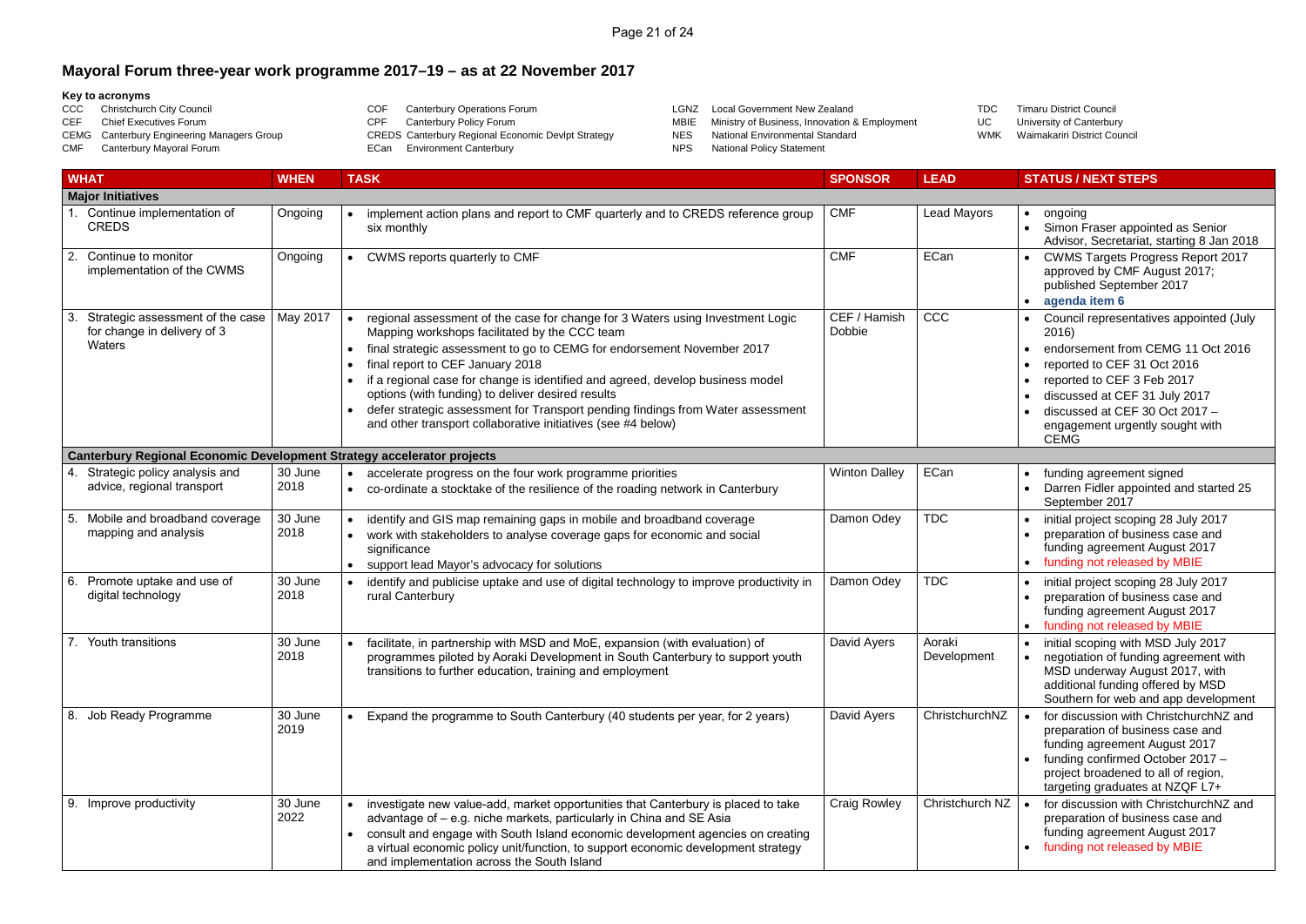# Mayoral Forum three-year work programme 2017–19 – as at 22 November 2017

**Key to acronyms**

| | | | | | | | |
|---|---|---|---|---|---|---|---|
| CCC | Christchurch City Council | COF | Canterbury Operations Forum | LGNZ | Local Government New Zealand | TDC | Timaru District Council |
| CEF | Chief Executives Forum | CPF | Canterbury Policy Forum | MBIE | Ministry of Business, Innovation & Employment | UC | University of Canterbury |
| CEMG | Canterbury Engineering Managers Group | CREDS | Canterbury Regional Economic Devlpt Strategy | NES | National Environmental Standard | WMK | Waimakariri District Council |
| CMF | Canterbury Mayoral Forum | ECan | Environment Canterbury | NPS | National Policy Statement | | |

| WHAT | WHEN | TASK | SPONSOR | LEAD | STATUS / NEXT STEPS |
|---|---|---|---|---|---|
| **Major Initiatives** | | | | | |
| 1. Continue implementation of CREDS | Ongoing | • implement action plans and report to CMF quarterly and to CREDS reference group six monthly | CMF | Lead Mayors | • ongoing<br>• Simon Fraser appointed as Senior Advisor, Secretariat, starting 8 Jan 2018 |
| 2. Continue to monitor implementation of the CWMS | Ongoing | • CWMS reports quarterly to CMF | CMF | ECan | • CWMS Targets Progress Report 2017 approved by CMF August 2017; published September 2017<br>• **agenda item 6** |
| 3. Strategic assessment of the case for change in delivery of 3 Waters | May 2017 | • regional assessment of the case for change for 3 Waters using Investment Logic Mapping workshops facilitated by the CCC team<br>• final strategic assessment to go to CEMG for endorsement November 2017<br>• final report to CEF January 2018<br>• if a regional case for change is identified and agreed, develop business model options (with funding) to deliver desired results<br>• defer strategic assessment for Transport pending findings from Water assessment and other transport collaborative initiatives (see #4 below) | CEF / Hamish Dobbie | CCC | • Council representatives appointed (July 2016)<br>• endorsement from CEMG 11 Oct 2016<br>• reported to CEF 31 Oct 2016<br>• reported to CEF 3 Feb 2017<br>• discussed at CEF 31 July 2017<br>• discussed at CEF 30 Oct 2017 – engagement urgently sought with CEMG |
| **Canterbury Regional Economic Development Strategy accelerator projects** | | | | | |
| 4. Strategic policy analysis and advice, regional transport | 30 June 2018 | • accelerate progress on the four work programme priorities<br>• co-ordinate a stocktake of the resilience of the roading network in Canterbury | Winton Dalley | ECan | • funding agreement signed<br>• Darren Fidler appointed and started 25 September 2017 |
| 5. Mobile and broadband coverage mapping and analysis | 30 June 2018 | • identify and GIS map remaining gaps in mobile and broadband coverage<br>• work with stakeholders to analyse coverage gaps for economic and social significance<br>• support lead Mayor's advocacy for solutions | Damon Odey | TDC | • initial project scoping 28 July 2017<br>• preparation of business case and funding agreement August 2017<br>• funding not released by MBIE |
| 6. Promote uptake and use of digital technology | 30 June 2018 | • identify and publicise uptake and use of digital technology to improve productivity in rural Canterbury | Damon Odey | TDC | • initial project scoping 28 July 2017<br>• preparation of business case and funding agreement August 2017<br>• funding not released by MBIE |
| 7. Youth transitions | 30 June 2018 | • facilitate, in partnership with MSD and MoE, expansion (with evaluation) of programmes piloted by Aoraki Development in South Canterbury to support youth transitions to further education, training and employment | David Ayers | Aoraki Development | • initial scoping with MSD July 2017<br>• negotiation of funding agreement with MSD underway August 2017, with additional funding offered by MSD Southern for web and app development |
| 8. Job Ready Programme | 30 June 2019 | • Expand the programme to South Canterbury (40 students per year, for 2 years) | David Ayers | ChristchurchNZ | • for discussion with ChristchurchNZ and preparation of business case and funding agreement August 2017<br>• funding confirmed October 2017 – project broadened to all of region, targeting graduates at NZQF L7+ |
| 9. Improve productivity | 30 June 2022 | • investigate new value-add, market opportunities that Canterbury is placed to take advantage of – e.g. niche markets, particularly in China and SE Asia<br>• consult and engage with South Island economic development agencies on creating a virtual economic policy unit/function, to support economic development strategy and implementation across the South Island | Craig Rowley | Christchurch NZ | • for discussion with ChristchurchNZ and preparation of business case and funding agreement August 2017<br>• funding not released by MBIE |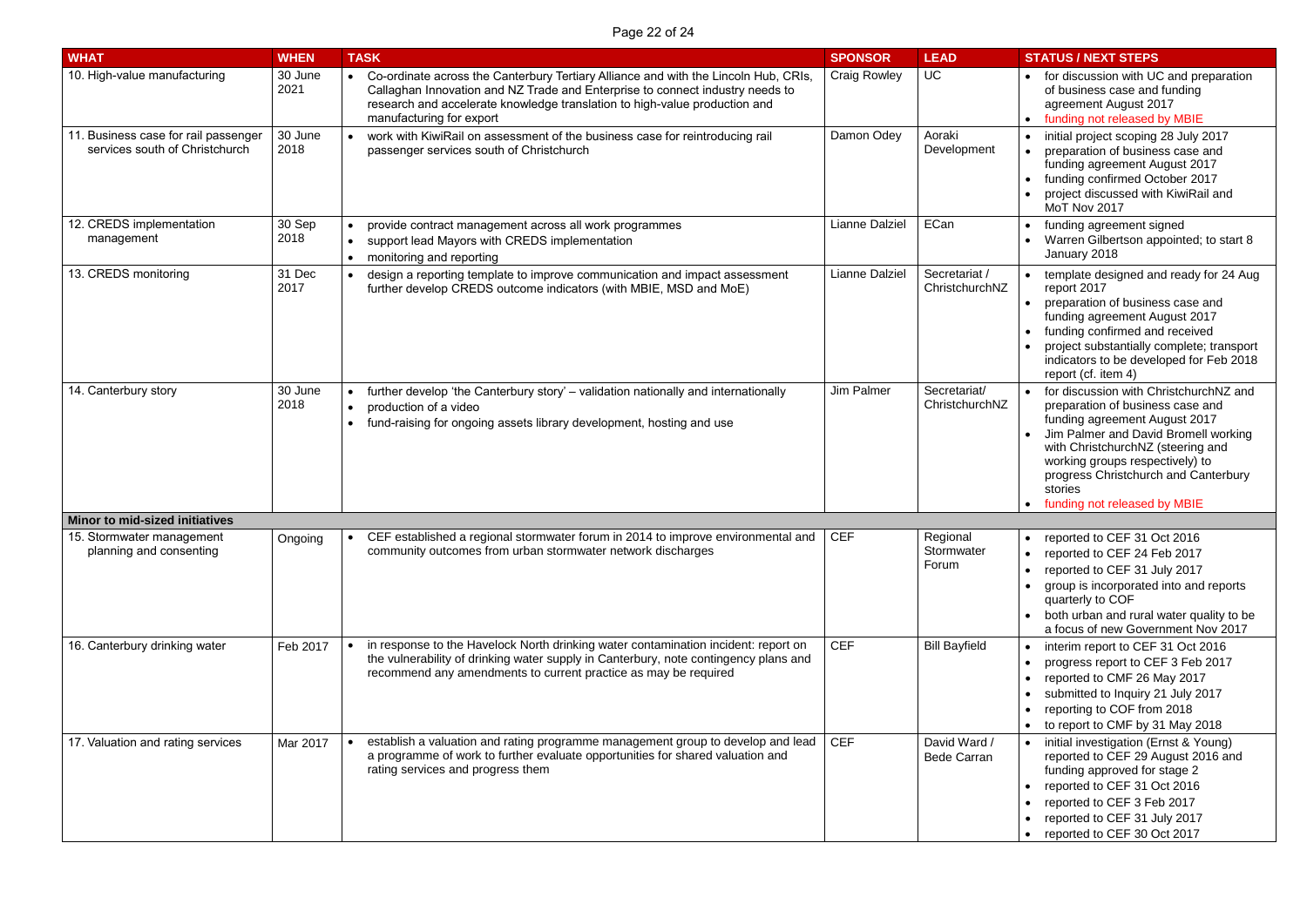| WHAT | WHEN | TASK | SPONSOR | LEAD | STATUS / NEXT STEPS |
|---|---|---|---|---|---|
| 10. High-value manufacturing | 30 June 2021 | • Co-ordinate across the Canterbury Tertiary Alliance and with the Lincoln Hub, CRIs, Callaghan Innovation and NZ Trade and Enterprise to connect industry needs to research and accelerate knowledge translation to high-value production and manufacturing for export | Craig Rowley | UC | • for discussion with UC and preparation of business case and funding agreement August 2017<br>• funding not released by MBIE |
| 11. Business case for rail passenger services south of Christchurch | 30 June 2018 | • work with KiwiRail on assessment of the business case for reintroducing rail passenger services south of Christchurch | Damon Odey | Aoraki Development | • initial project scoping 28 July 2017<br>• preparation of business case and funding agreement August 2017<br>• funding confirmed October 2017<br>• project discussed with KiwiRail and MoT Nov 2017 |
| 12. CREDS implementation management | 30 Sep 2018 | • provide contract management across all work programmes<br>• support lead Mayors with CREDS implementation<br>• monitoring and reporting | Lianne Dalziel | ECan | • funding agreement signed<br>• Warren Gilbertson appointed; to start 8 January 2018 |
| 13. CREDS monitoring | 31 Dec 2017 | • design a reporting template to improve communication and impact assessment further develop CREDS outcome indicators (with MBIE, MSD and MoE) | Lianne Dalziel | Secretariat / ChristchurchNZ | • template designed and ready for 24 Aug report 2017<br>• preparation of business case and funding agreement August 2017<br>• funding confirmed and received<br>• project substantially complete; transport indicators to be developed for Feb 2018 report (cf. item 4) |
| 14. Canterbury story | 30 June 2018 | • further develop 'the Canterbury story' – validation nationally and internationally<br>• production of a video<br>• fund-raising for ongoing assets library development, hosting and use | Jim Palmer | Secretariat/ ChristchurchNZ | • for discussion with ChristchurchNZ and preparation of business case and funding agreement August 2017<br>• Jim Palmer and David Bromell working with ChristchurchNZ (steering and working groups respectively) to progress Christchurch and Canterbury stories<br>• funding not released by MBIE |
| **Minor to mid-sized initiatives** | | | | | |
| 15. Stormwater management planning and consenting | Ongoing | • CEF established a regional stormwater forum in 2014 to improve environmental and community outcomes from urban stormwater network discharges | CEF | Regional Stormwater Forum | • reported to CEF 31 Oct 2016<br>• reported to CEF 24 Feb 2017<br>• reported to CEF 31 July 2017<br>• group is incorporated into and reports quarterly to COF<br>• both urban and rural water quality to be a focus of new Government Nov 2017 |
| 16. Canterbury drinking water | Feb 2017 | • in response to the Havelock North drinking water contamination incident: report on the vulnerability of drinking water supply in Canterbury, note contingency plans and recommend any amendments to current practice as may be required | CEF | Bill Bayfield | • interim report to CEF 31 Oct 2016<br>• progress report to CEF 3 Feb 2017<br>• reported to CMF 26 May 2017<br>• submitted to Inquiry 21 July 2017<br>• reporting to COF from 2018<br>• to report to CMF by 31 May 2018 |
| 17. Valuation and rating services | Mar 2017 | • establish a valuation and rating programme management group to develop and lead a programme of work to further evaluate opportunities for shared valuation and rating services and progress them | CEF | David Ward / Bede Carran | • initial investigation (Ernst & Young) reported to CEF 29 August 2016 and funding approved for stage 2<br>• reported to CEF 31 Oct 2016<br>• reported to CEF 3 Feb 2017<br>• reported to CEF 31 July 2017<br>• reported to CEF 30 Oct 2017 |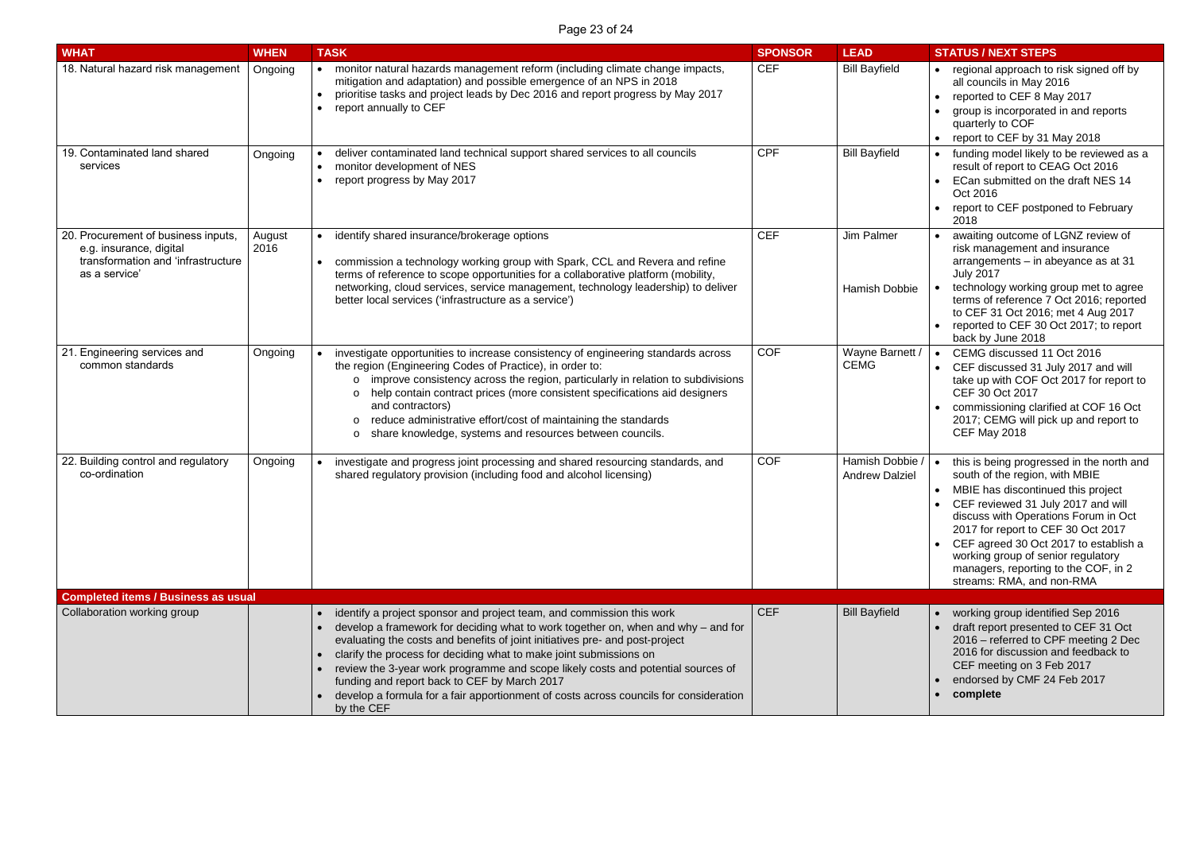| WHAT | WHEN | TASK | SPONSOR | LEAD | STATUS / NEXT STEPS |
|---|---|---|---|---|---|
| 18. Natural hazard risk management | Ongoing | • monitor natural hazards management reform (including climate change impacts, mitigation and adaptation) and possible emergence of an NPS in 2018<br>• prioritise tasks and project leads by Dec 2016 and report progress by May 2017<br>• report annually to CEF | CEF | Bill Bayfield | • regional approach to risk signed off by all councils in May 2016<br>• reported to CEF 8 May 2017<br>• group is incorporated in and reports quarterly to COF<br>• report to CEF by 31 May 2018 |
| 19. Contaminated land shared services | Ongoing | • deliver contaminated land technical support shared services to all councils<br>• monitor development of NES<br>• report progress by May 2017 | CPF | Bill Bayfield | • funding model likely to be reviewed as a result of report to CEAG Oct 2016<br>• ECan submitted on the draft NES 14 Oct 2016<br>• report to CEF postponed to February 2018 |
| 20. Procurement of business inputs, e.g. insurance, digital transformation and 'infrastructure as a service' | August 2016 | • identify shared insurance/brokerage options<br>• commission a technology working group with Spark, CCL and Revera and refine terms of reference to scope opportunities for a collaborative platform (mobility, networking, cloud services, service management, technology leadership) to deliver better local services ('infrastructure as a service') | CEF | Jim Palmer<br><br>Hamish Dobbie | • awaiting outcome of LGNZ review of risk management and insurance arrangements – in abeyance as at 31 July 2017<br>• technology working group met to agree terms of reference 7 Oct 2016; reported to CEF 31 Oct 2016; met 4 Aug 2017<br>• reported to CEF 30 Oct 2017; to report back by June 2018 |
| 21. Engineering services and common standards | Ongoing | • investigate opportunities to increase consistency of engineering standards across the region (Engineering Codes of Practice), in order to:<br>o improve consistency across the region, particularly in relation to subdivisions<br>o help contain contract prices (more consistent specifications aid designers and contractors)<br>o reduce administrative effort/cost of maintaining the standards<br>o share knowledge, systems and resources between councils. | COF | Wayne Barnett / CEMG | • CEMG discussed 11 Oct 2016<br>• CEF discussed 31 July 2017 and will take up with COF Oct 2017 for report to CEF 30 Oct 2017<br>• commissioning clarified at COF 16 Oct 2017; CEMG will pick up and report to CEF May 2018 |
| 22. Building control and regulatory co-ordination | Ongoing | • investigate and progress joint processing and shared resourcing standards, and shared regulatory provision (including food and alcohol licensing) | COF | Hamish Dobbie / Andrew Dalziel | • this is being progressed in the north and south of the region, with MBIE<br>• MBIE has discontinued this project<br>• CEF reviewed 31 July 2017 and will discuss with Operations Forum in Oct 2017 for report to CEF 30 Oct 2017<br>• CEF agreed 30 Oct 2017 to establish a working group of senior regulatory managers, reporting to the COF, in 2 streams: RMA, and non-RMA |
| **Completed items / Business as usual** | | | | | |
| Collaboration working group | | • identify a project sponsor and project team, and commission this work<br>• develop a framework for deciding what to work together on, when and why – and for evaluating the costs and benefits of joint initiatives pre- and post-project<br>• clarify the process for deciding what to make joint submissions on<br>• review the 3-year work programme and scope likely costs and potential sources of funding and report back to CEF by March 2017<br>• develop a formula for a fair apportionment of costs across councils for consideration by the CEF | CEF | Bill Bayfield | • working group identified Sep 2016<br>• draft report presented to CEF 31 Oct 2016 – referred to CPF meeting 2 Dec 2016 for discussion and feedback to CEF meeting on 3 Feb 2017<br>• endorsed by CMF 24 Feb 2017<br>• **complete** |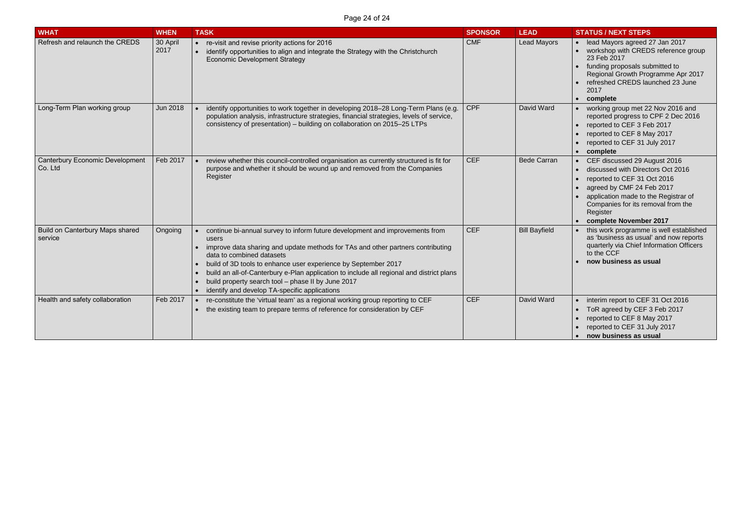| WHAT | WHEN | TASK | SPONSOR | LEAD | STATUS / NEXT STEPS |
|---|---|---|---|---|---|
| Refresh and relaunch the CREDS | 30 April 2017 | • re-visit and revise priority actions for 2016<br>• identify opportunities to align and integrate the Strategy with the Christchurch Economic Development Strategy | CMF | Lead Mayors | • lead Mayors agreed 27 Jan 2017<br>• workshop with CREDS reference group 23 Feb 2017<br>• funding proposals submitted to Regional Growth Programme Apr 2017<br>• refreshed CREDS launched 23 June 2017<br>• **complete** |
| Long-Term Plan working group | Jun 2018 | • identify opportunities to work together in developing 2018–28 Long-Term Plans (e.g. population analysis, infrastructure strategies, financial strategies, levels of service, consistency of presentation) – building on collaboration on 2015–25 LTPs | CPF | David Ward | • working group met 22 Nov 2016 and reported progress to CPF 2 Dec 2016<br>• reported to CEF 3 Feb 2017<br>• reported to CEF 8 May 2017<br>• reported to CEF 31 July 2017<br>• **complete** |
| Canterbury Economic Development Co. Ltd | Feb 2017 | • review whether this council-controlled organisation as currently structured is fit for purpose and whether it should be wound up and removed from the Companies Register | CEF | Bede Carran | • CEF discussed 29 August 2016<br>• discussed with Directors Oct 2016<br>• reported to CEF 31 Oct 2016<br>• agreed by CMF 24 Feb 2017<br>• application made to the Registrar of Companies for its removal from the Register<br>• **complete November 2017** |
| Build on Canterbury Maps shared service | Ongoing | • continue bi-annual survey to inform future development and improvements from users<br>• improve data sharing and update methods for TAs and other partners contributing data to combined datasets<br>• build of 3D tools to enhance user experience by September 2017<br>• build an all-of-Canterbury e-Plan application to include all regional and district plans<br>• build property search tool – phase II by June 2017<br>• identify and develop TA-specific applications | CEF | Bill Bayfield | • this work programme is well established as 'business as usual' and now reports quarterly via Chief Information Officers to the CCF<br>• **now business as usual** |
| Health and safety collaboration | Feb 2017 | • re-constitute the 'virtual team' as a regional working group reporting to CEF<br>• the existing team to prepare terms of reference for consideration by CEF | CEF | David Ward | • interim report to CEF 31 Oct 2016<br>• ToR agreed by CEF 3 Feb 2017<br>• reported to CEF 8 May 2017<br>• reported to CEF 31 July 2017<br>• **now business as usual** |